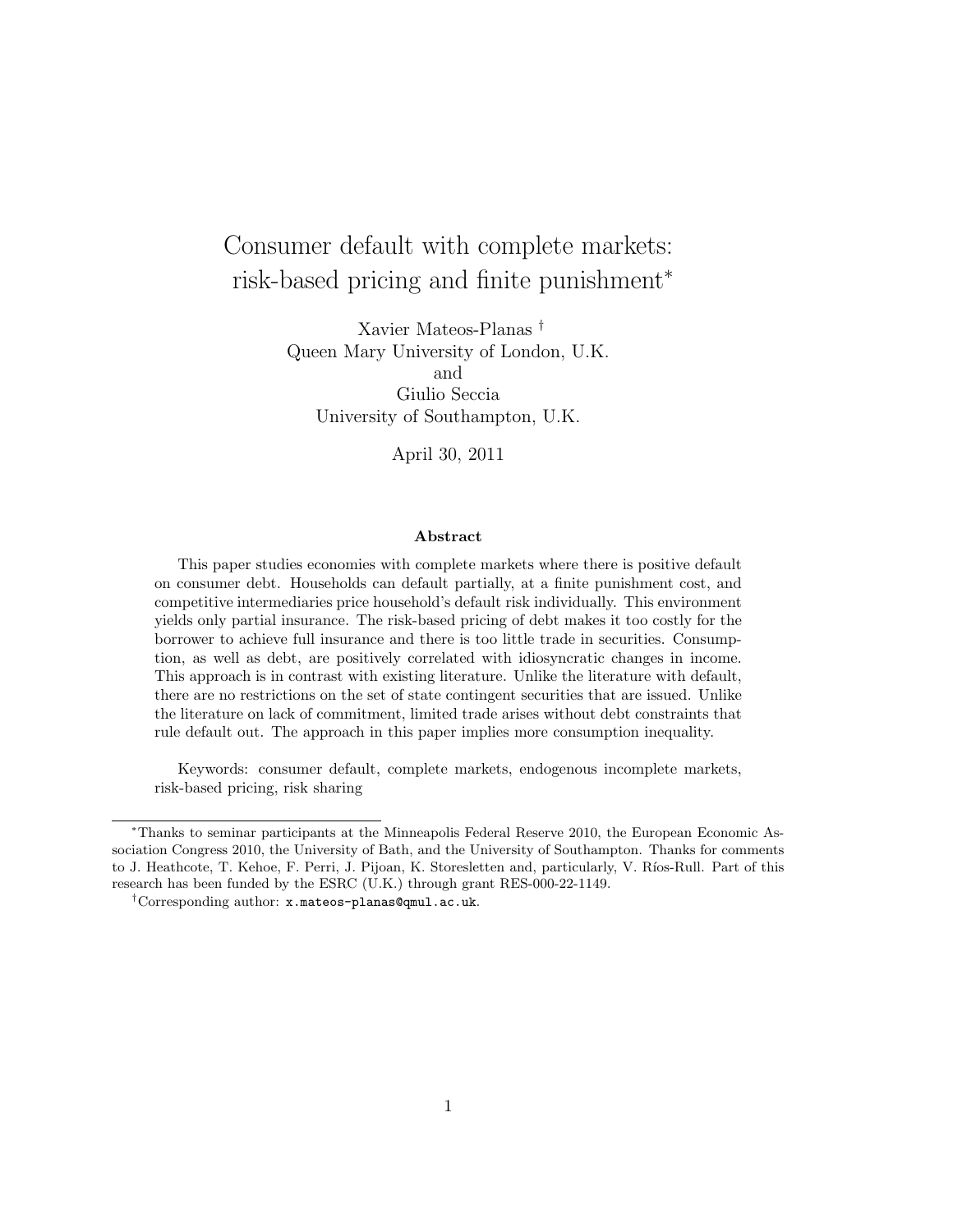# Consumer default with complete markets: risk-based pricing and finite punishment*

Xavier Mateos-Planas †
Queen Mary University of London, U.K.
and
Giulio Seccia
University of Southampton, U.K.

April 30, 2011

### Abstract

This paper studies economies with complete markets where there is positive default on consumer debt. Households can default partially, at a finite punishment cost, and competitive intermediaries price household's default risk individually. This environment yields only partial insurance. The risk-based pricing of debt makes it too costly for the borrower to achieve full insurance and there is too little trade in securities. Consumption, as well as debt, are positively correlated with idiosyncratic changes in income. This approach is in contrast with existing literature. Unlike the literature with default, there are no restrictions on the set of state contingent securities that are issued. Unlike the literature on lack of commitment, limited trade arises without debt constraints that rule default out. The approach in this paper implies more consumption inequality.

Keywords: consumer default, complete markets, endogenous incomplete markets, risk-based pricing, risk sharing

---

*Thanks to seminar participants at the Minneapolis Federal Reserve 2010, the European Economic Association Congress 2010, the University of Bath, and the University of Southampton. Thanks for comments to J. Heathcote, T. Kehoe, F. Perri, J. Pijoan, K. Storesletten and, particularly, V. Ríos-Rull. Part of this research has been funded by the ESRC (U.K.) through grant RES-000-22-1149.

†Corresponding author: x.mateos-planas@qmul.ac.uk.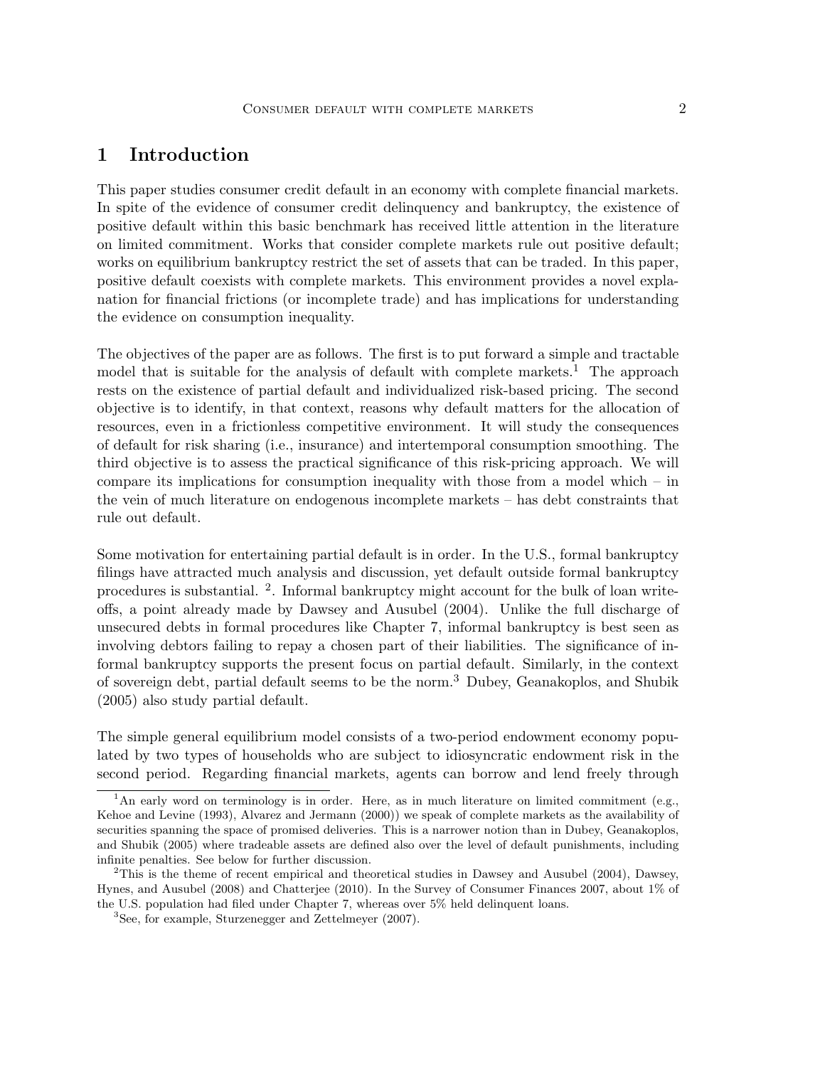# 1 Introduction

This paper studies consumer credit default in an economy with complete financial markets. In spite of the evidence of consumer credit delinquency and bankruptcy, the existence of positive default within this basic benchmark has received little attention in the literature on limited commitment. Works that consider complete markets rule out positive default; works on equilibrium bankruptcy restrict the set of assets that can be traded. In this paper, positive default coexists with complete markets. This environment provides a novel explanation for financial frictions (or incomplete trade) and has implications for understanding the evidence on consumption inequality.

The objectives of the paper are as follows. The first is to put forward a simple and tractable model that is suitable for the analysis of default with complete markets.[1] The approach rests on the existence of partial default and individualized risk-based pricing. The second objective is to identify, in that context, reasons why default matters for the allocation of resources, even in a frictionless competitive environment. It will study the consequences of default for risk sharing (i.e., insurance) and intertemporal consumption smoothing. The third objective is to assess the practical significance of this risk-pricing approach. We will compare its implications for consumption inequality with those from a model which – in the vein of much literature on endogenous incomplete markets – has debt constraints that rule out default.

Some motivation for entertaining partial default is in order. In the U.S., formal bankruptcy filings have attracted much analysis and discussion, yet default outside formal bankruptcy procedures is substantial. [2]. Informal bankruptcy might account for the bulk of loan write-offs, a point already made by Dawsey and Ausubel (2004). Unlike the full discharge of unsecured debts in formal procedures like Chapter 7, informal bankruptcy is best seen as involving debtors failing to repay a chosen part of their liabilities. The significance of informal bankruptcy supports the present focus on partial default. Similarly, in the context of sovereign debt, partial default seems to be the norm.[3] Dubey, Geanakoplos, and Shubik (2005) also study partial default.

The simple general equilibrium model consists of a two-period endowment economy populated by two types of households who are subject to idiosyncratic endowment risk in the second period. Regarding financial markets, agents can borrow and lend freely through

---

[1] An early word on terminology is in order. Here, as in much literature on limited commitment (e.g., Kehoe and Levine (1993), Alvarez and Jermann (2000)) we speak of complete markets as the availability of securities spanning the space of promised deliveries. This is a narrower notion than in Dubey, Geanakoplos, and Shubik (2005) where tradeable assets are defined also over the level of default punishments, including infinite penalties. See below for further discussion.

[2] This is the theme of recent empirical and theoretical studies in Dawsey and Ausubel (2004), Dawsey, Hynes, and Ausubel (2008) and Chatterjee (2010). In the Survey of Consumer Finances 2007, about 1% of the U.S. population had filed under Chapter 7, whereas over 5% held delinquent loans.

[3] See, for example, Sturzenegger and Zettelmeyer (2007).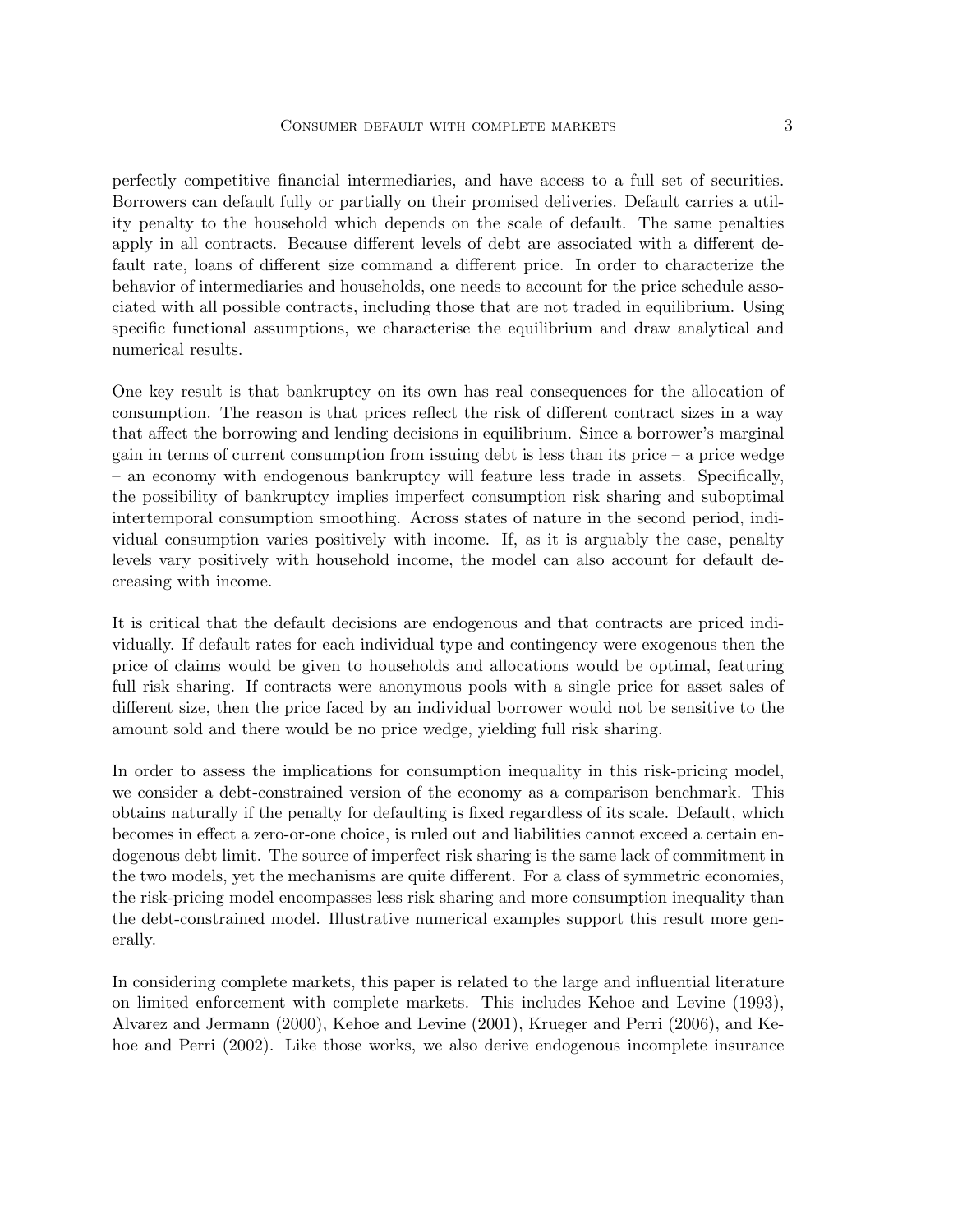perfectly competitive financial intermediaries, and have access to a full set of securities. Borrowers can default fully or partially on their promised deliveries. Default carries a utility penalty to the household which depends on the scale of default. The same penalties apply in all contracts. Because different levels of debt are associated with a different default rate, loans of different size command a different price. In order to characterize the behavior of intermediaries and households, one needs to account for the price schedule associated with all possible contracts, including those that are not traded in equilibrium. Using specific functional assumptions, we characterise the equilibrium and draw analytical and numerical results.

One key result is that bankruptcy on its own has real consequences for the allocation of consumption. The reason is that prices reflect the risk of different contract sizes in a way that affect the borrowing and lending decisions in equilibrium. Since a borrower's marginal gain in terms of current consumption from issuing debt is less than its price – a price wedge – an economy with endogenous bankruptcy will feature less trade in assets. Specifically, the possibility of bankruptcy implies imperfect consumption risk sharing and suboptimal intertemporal consumption smoothing. Across states of nature in the second period, individual consumption varies positively with income. If, as it is arguably the case, penalty levels vary positively with household income, the model can also account for default decreasing with income.

It is critical that the default decisions are endogenous and that contracts are priced individually. If default rates for each individual type and contingency were exogenous then the price of claims would be given to households and allocations would be optimal, featuring full risk sharing. If contracts were anonymous pools with a single price for asset sales of different size, then the price faced by an individual borrower would not be sensitive to the amount sold and there would be no price wedge, yielding full risk sharing.

In order to assess the implications for consumption inequality in this risk-pricing model, we consider a debt-constrained version of the economy as a comparison benchmark. This obtains naturally if the penalty for defaulting is fixed regardless of its scale. Default, which becomes in effect a zero-or-one choice, is ruled out and liabilities cannot exceed a certain endogenous debt limit. The source of imperfect risk sharing is the same lack of commitment in the two models, yet the mechanisms are quite different. For a class of symmetric economies, the risk-pricing model encompasses less risk sharing and more consumption inequality than the debt-constrained model. Illustrative numerical examples support this result more generally.

In considering complete markets, this paper is related to the large and influential literature on limited enforcement with complete markets. This includes Kehoe and Levine (1993), Alvarez and Jermann (2000), Kehoe and Levine (2001), Krueger and Perri (2006), and Kehoe and Perri (2002). Like those works, we also derive endogenous incomplete insurance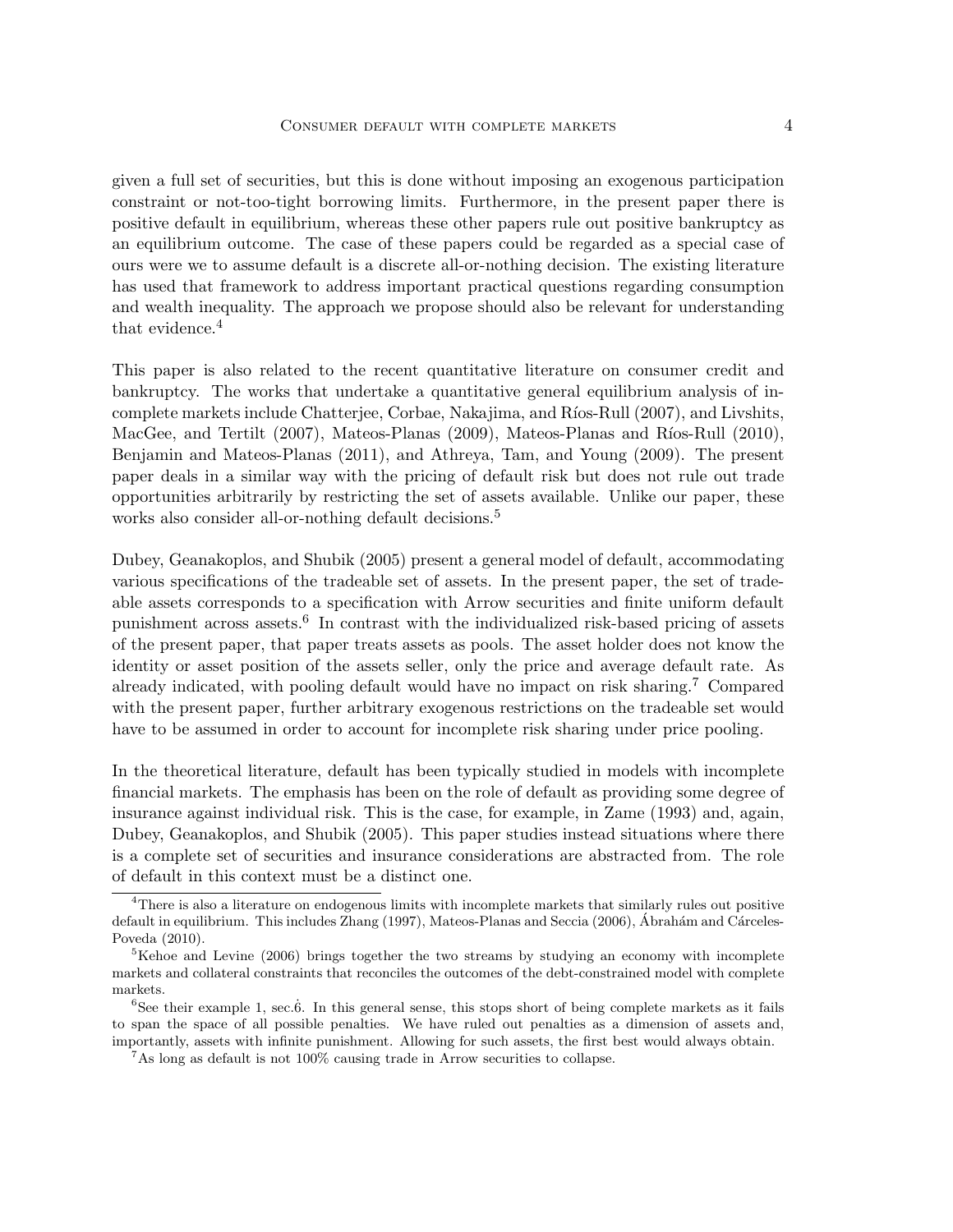given a full set of securities, but this is done without imposing an exogenous participation constraint or not-too-tight borrowing limits. Furthermore, in the present paper there is positive default in equilibrium, whereas these other papers rule out positive bankruptcy as an equilibrium outcome. The case of these papers could be regarded as a special case of ours were we to assume default is a discrete all-or-nothing decision. The existing literature has used that framework to address important practical questions regarding consumption and wealth inequality. The approach we propose should also be relevant for understanding that evidence.[4]

This paper is also related to the recent quantitative literature on consumer credit and bankruptcy. The works that undertake a quantitative general equilibrium analysis of incomplete markets include Chatterjee, Corbae, Nakajima, and Ríos-Rull (2007), and Livshits, MacGee, and Tertilt (2007), Mateos-Planas (2009), Mateos-Planas and Ríos-Rull (2010), Benjamin and Mateos-Planas (2011), and Athreya, Tam, and Young (2009). The present paper deals in a similar way with the pricing of default risk but does not rule out trade opportunities arbitrarily by restricting the set of assets available. Unlike our paper, these works also consider all-or-nothing default decisions.[5]

Dubey, Geanakoplos, and Shubik (2005) present a general model of default, accommodating various specifications of the tradeable set of assets. In the present paper, the set of tradeable assets corresponds to a specification with Arrow securities and finite uniform default punishment across assets.[6] In contrast with the individualized risk-based pricing of assets of the present paper, that paper treats assets as pools. The asset holder does not know the identity or asset position of the assets seller, only the price and average default rate. As already indicated, with pooling default would have no impact on risk sharing.[7] Compared with the present paper, further arbitrary exogenous restrictions on the tradeable set would have to be assumed in order to account for incomplete risk sharing under price pooling.

In the theoretical literature, default has been typically studied in models with incomplete financial markets. The emphasis has been on the role of default as providing some degree of insurance against individual risk. This is the case, for example, in Zame (1993) and, again, Dubey, Geanakoplos, and Shubik (2005). This paper studies instead situations where there is a complete set of securities and insurance considerations are abstracted from. The role of default in this context must be a distinct one.

[4] There is also a literature on endogenous limits with incomplete markets that similarly rules out positive default in equilibrium. This includes Zhang (1997), Mateos-Planas and Seccia (2006), Ábrahám and Cárceles-Poveda (2010).

[5] Kehoe and Levine (2006) brings together the two streams by studying an economy with incomplete markets and collateral constraints that reconciles the outcomes of the debt-constrained model with complete markets.

[6] See their example 1, sec.6. In this general sense, this stops short of being complete markets as it fails to span the space of all possible penalties. We have ruled out penalties as a dimension of assets and, importantly, assets with infinite punishment. Allowing for such assets, the first best would always obtain.

[7] As long as default is not 100% causing trade in Arrow securities to collapse.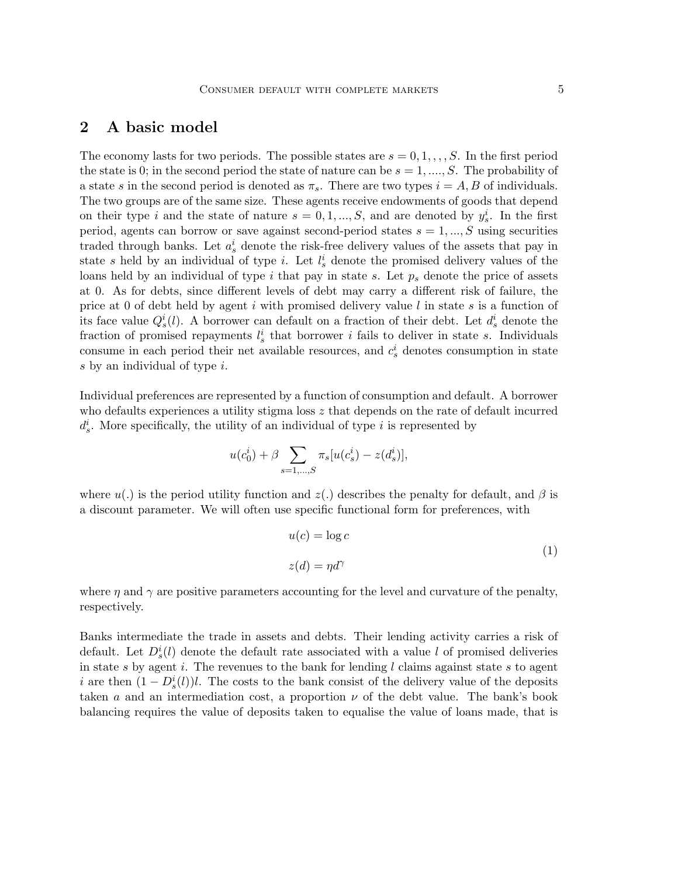## 2 A basic model

The economy lasts for two periods. The possible states are $s = 0, 1, , , , S$. In the first period the state is 0; in the second period the state of nature can be $s = 1, ...., S$. The probability of a state $s$ in the second period is denoted as $\pi_s$. There are two types $i = A, B$ of individuals. The two groups are of the same size. These agents receive endowments of goods that depend on their type $i$ and the state of nature $s = 0, 1, ..., S$, and are denoted by $y_s^i$. In the first period, agents can borrow or save against second-period states $s = 1, ..., S$ using securities traded through banks. Let $a_s^i$ denote the risk-free delivery values of the assets that pay in state $s$ held by an individual of type $i$. Let $l_s^i$ denote the promised delivery values of the loans held by an individual of type $i$ that pay in state $s$. Let $p_s$ denote the price of assets at 0. As for debts, since different levels of debt may carry a different risk of failure, the price at 0 of debt held by agent $i$ with promised delivery value $l$ in state $s$ is a function of its face value $Q_s^i(l)$. A borrower can default on a fraction of their debt. Let $d_s^i$ denote the fraction of promised repayments $l_s^i$ that borrower $i$ fails to deliver in state $s$. Individuals consume in each period their net available resources, and $c_s^i$ denotes consumption in state $s$ by an individual of type $i$.

Individual preferences are represented by a function of consumption and default. A borrower who defaults experiences a utility stigma loss $z$ that depends on the rate of default incurred $d_s^i$. More specifically, the utility of an individual of type $i$ is represented by

$$u(c_0^i) + \beta \sum_{s=1,...,S} \pi_s[u(c_s^i) - z(d_s^i)],$$

where $u(.)$ is the period utility function and $z(.)$ describes the penalty for default, and $\beta$ is a discount parameter. We will often use specific functional form for preferences, with

$$u(c) = \log c$$
$$z(d) = \eta d^\gamma \tag{1}$$

where $\eta$ and $\gamma$ are positive parameters accounting for the level and curvature of the penalty, respectively.

Banks intermediate the trade in assets and debts. Their lending activity carries a risk of default. Let $D_s^i(l)$ denote the default rate associated with a value $l$ of promised deliveries in state $s$ by agent $i$. The revenues to the bank for lending $l$ claims against state $s$ to agent $i$ are then $(1 - D_s^i(l))l$. The costs to the bank consist of the delivery value of the deposits taken $a$ and an intermediation cost, a proportion $\nu$ of the debt value. The bank's book balancing requires the value of deposits taken to equalise the value of loans made, that is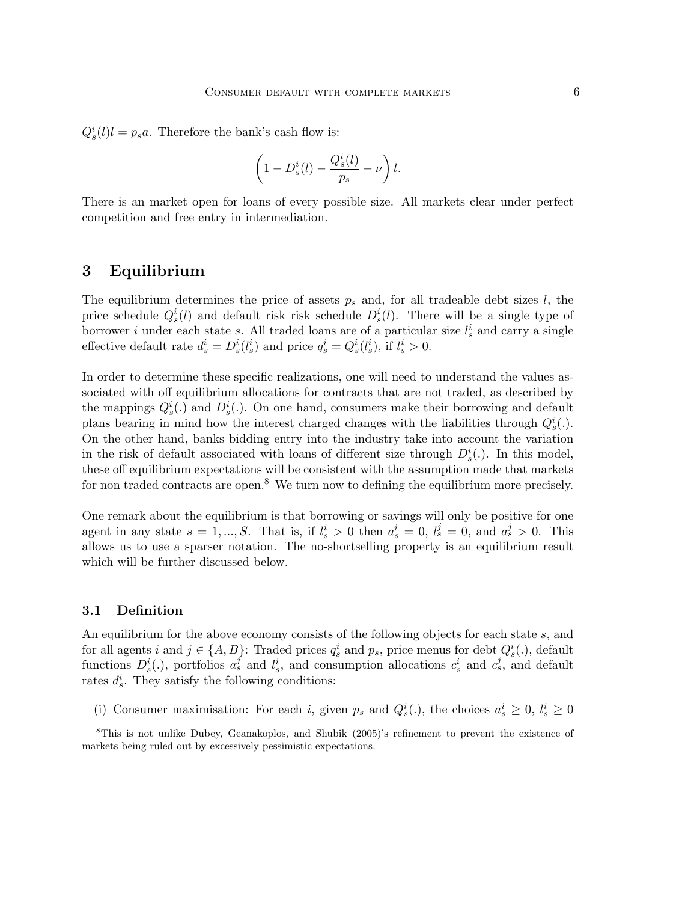$Q_s^i(l)l = p_s a$. Therefore the bank's cash flow is:

$$\left(1 - D_s^i(l) - \frac{Q_s^i(l)}{p_s} - \nu\right) l.$$

There is an market open for loans of every possible size. All markets clear under perfect competition and free entry in intermediation.

## 3 Equilibrium

The equilibrium determines the price of assets $p_s$ and, for all tradeable debt sizes $l$, the price schedule $Q_s^i(l)$ and default risk risk schedule $D_s^i(l)$. There will be a single type of borrower $i$ under each state $s$. All traded loans are of a particular size $l_s^i$ and carry a single effective default rate $d_s^i = D_s^i(l_s^i)$ and price $q_s^i = Q_s^i(l_s^i)$, if $l_s^i > 0$.

In order to determine these specific realizations, one will need to understand the values associated with off equilibrium allocations for contracts that are not traded, as described by the mappings $Q_s^i(.)$ and $D_s^i(.)$. On one hand, consumers make their borrowing and default plans bearing in mind how the interest charged changes with the liabilities through $Q_s^i(.)$. On the other hand, banks bidding entry into the industry take into account the variation in the risk of default associated with loans of different size through $D_s^i(.)$. In this model, these off equilibrium expectations will be consistent with the assumption made that markets for non traded contracts are open.[8] We turn now to defining the equilibrium more precisely.

One remark about the equilibrium is that borrowing or savings will only be positive for one agent in any state $s = 1, ..., S$. That is, if $l_s^i > 0$ then $a_s^i = 0$, $l_s^j = 0$, and $a_s^j > 0$. This allows us to use a sparser notation. The no-shortselling property is an equilibrium result which will be further discussed below.

### 3.1 Definition

An equilibrium for the above economy consists of the following objects for each state $s$, and for all agents $i$ and $j \in \{A, B\}$: Traded prices $q_s^i$ and $p_s$, price menus for debt $Q_s^i(.)$, default functions $D_s^i(.)$, portfolios $a_s^j$ and $l_s^i$, and consumption allocations $c_s^i$ and $c_s^j$, and default rates $d_s^i$. They satisfy the following conditions:

(i) Consumer maximisation: For each $i$, given $p_s$ and $Q_s^i(.)$, the choices $a_s^i \geq 0$, $l_s^i \geq 0$

[8] This is not unlike Dubey, Geanakoplos, and Shubik (2005)'s refinement to prevent the existence of markets being ruled out by excessively pessimistic expectations.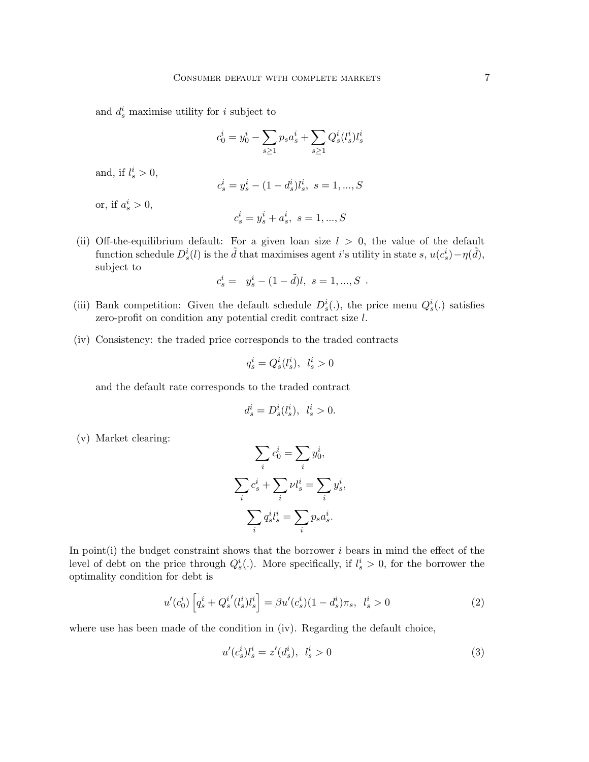and $d_s^i$ maximise utility for $i$ subject to

$$c_0^i = y_0^i - \sum_{s \geq 1} p_s a_s^i + \sum_{s \geq 1} Q_s^i(l_s^i) l_s^i$$

and, if $l_s^i > 0$,

$$c_s^i = y_s^i - (1 - d_s^i) l_s^i, \ s = 1, ..., S$$

or, if $a_s^i > 0$,

$$c_s^i = y_s^i + a_s^i, \ s = 1, ..., S$$

(ii) Off-the-equilibrium default: For a given loan size $l > 0$, the value of the default function schedule $D_s^i(l)$ is the $\tilde{d}$ that maximises agent $i$'s utility in state $s$, $u(c_s^i) - \eta(\tilde{d})$, subject to

$$c_s^i = \ \ y_s^i - (1 - \tilde{d}) l, \ s = 1, ..., S \ .$$

(iii) Bank competition: Given the default schedule $D_s^i(.)$, the price menu $Q_s^i(.)$ satisfies zero-profit on condition any potential credit contract size $l$.

(iv) Consistency: the traded price corresponds to the traded contracts

$$q_s^i = Q_s^i(l_s^i), \ \ l_s^i > 0$$

and the default rate corresponds to the traded contract

$$d_s^i = D_s^i(l_s^i), \ \ l_s^i > 0.$$

(v) Market clearing:

$$\sum_i c_0^i = \sum_i y_0^i,$$

$$\sum_i c_s^i + \sum_i \nu l_s^i = \sum_i y_s^i,$$

$$\sum_i q_s^i l_s^i = \sum_i p_s a_s^i.$$

In point(i) the budget constraint shows that the borrower $i$ bears in mind the effect of the level of debt on the price through $Q_s^i(.)$. More specifically, if $l_s^i > 0$, for the borrower the optimality condition for debt is

$$u'(c_0^i) \left[ q_s^i + {Q_s^i}'(l_s^i) l_s^i \right] = \beta u'(c_s^i)(1 - d_s^i) \pi_s, \ \ l_s^i > 0 \tag{2}$$

where use has been made of the condition in (iv). Regarding the default choice,

$$u'(c_s^i) l_s^i = z'(d_s^i), \ \ l_s^i > 0 \tag{3}$$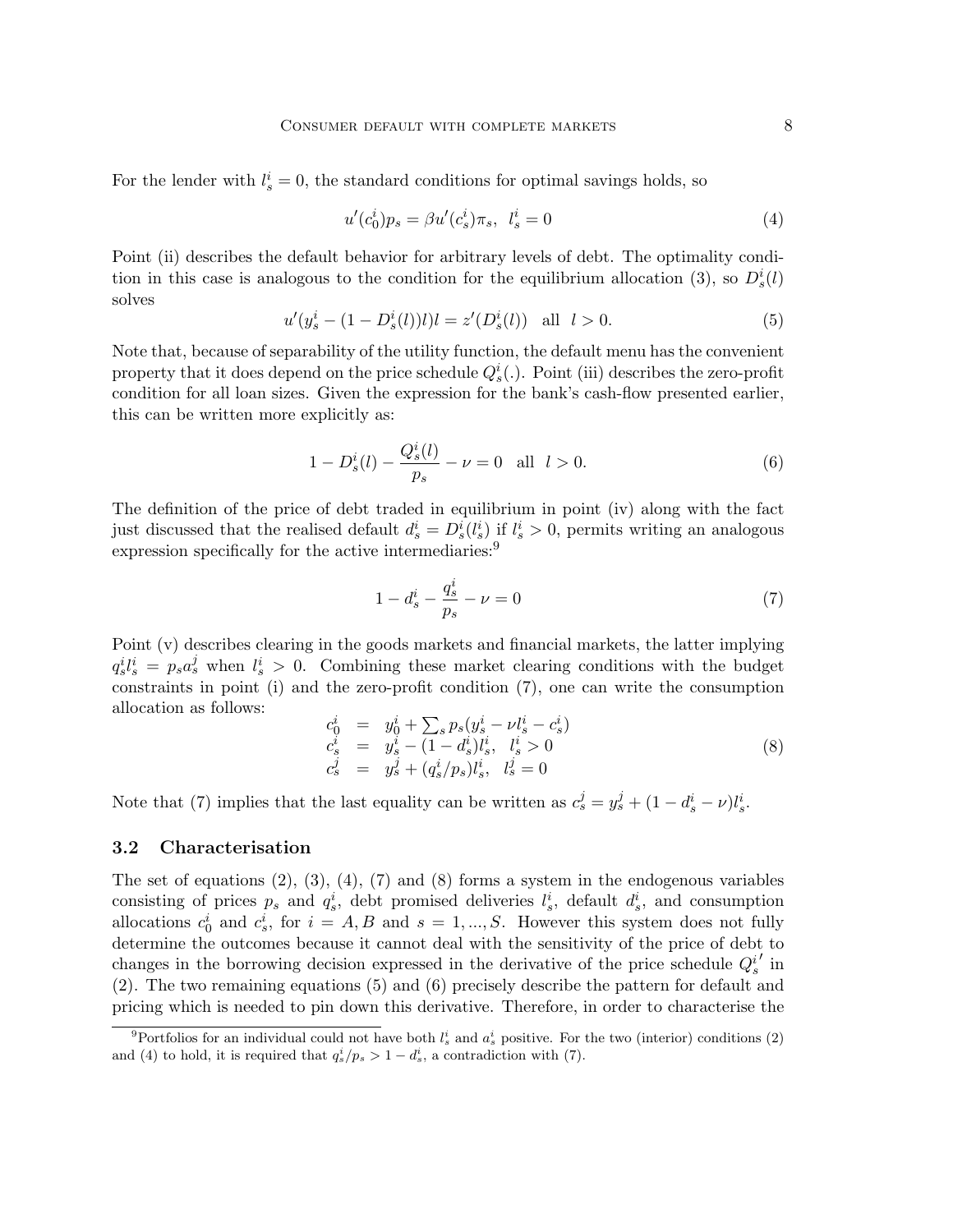For the lender with $l_s^i = 0$, the standard conditions for optimal savings holds, so

$$u'(c_0^i)p_s = \beta u'(c_s^i)\pi_s, \;\; l_s^i = 0 \tag{4}$$

Point (ii) describes the default behavior for arbitrary levels of debt. The optimality condition in this case is analogous to the condition for the equilibrium allocation (3), so $D_s^i(l)$ solves

$$u'(y_s^i - (1 - D_s^i(l))l)l = z'(D_s^i(l)) \quad \text{all} \;\; l > 0. \tag{5}$$

Note that, because of separability of the utility function, the default menu has the convenient property that it does depend on the price schedule $Q_s^i(.)$. Point (iii) describes the zero-profit condition for all loan sizes. Given the expression for the bank's cash-flow presented earlier, this can be written more explicitly as:

$$1 - D_s^i(l) - \frac{Q_s^i(l)}{p_s} - \nu = 0 \quad \text{all} \;\; l > 0. \tag{6}$$

The definition of the price of debt traded in equilibrium in point (iv) along with the fact just discussed that the realised default $d_s^i = D_s^i(l_s^i)$ if $l_s^i > 0$, permits writing an analogous expression specifically for the active intermediaries:[9]

$$1 - d_s^i - \frac{q_s^i}{p_s} - \nu = 0 \tag{7}$$

Point (v) describes clearing in the goods markets and financial markets, the latter implying $q_s^i l_s^i = p_s a_s^j$ when $l_s^i > 0$. Combining these market clearing conditions with the budget constraints in point (i) and the zero-profit condition (7), one can write the consumption allocation as follows:

$$\begin{aligned} c_0^i &= y_0^i + \textstyle\sum_s p_s(y_s^i - \nu l_s^i - c_s^i) \\ c_s^i &= y_s^i - (1 - d_s^i)l_s^i, \;\; l_s^i > 0 \\ c_s^j &= y_s^j + (q_s^i/p_s)l_s^i, \;\; l_s^j = 0 \end{aligned} \tag{8}$$

Note that (7) implies that the last equality can be written as $c_s^j = y_s^j + (1 - d_s^i - \nu)l_s^i$.

### 3.2 Characterisation

The set of equations (2), (3), (4), (7) and (8) forms a system in the endogenous variables consisting of prices $p_s$ and $q_s^i$, debt promised deliveries $l_s^i$, default $d_s^i$, and consumption allocations $c_0^i$ and $c_s^i$, for $i = A, B$ and $s = 1, ..., S$. However this system does not fully determine the outcomes because it cannot deal with the sensitivity of the price of debt to changes in the borrowing decision expressed in the derivative of the price schedule ${Q_s^i}'$ in (2). The two remaining equations (5) and (6) precisely describe the pattern for default and pricing which is needed to pin down this derivative. Therefore, in order to characterise the

---

[9] Portfolios for an individual could not have both $l_s^i$ and $a_s^i$ positive. For the two (interior) conditions (2) and (4) to hold, it is required that $q_s^i/p_s > 1 - d_s^i$, a contradiction with (7).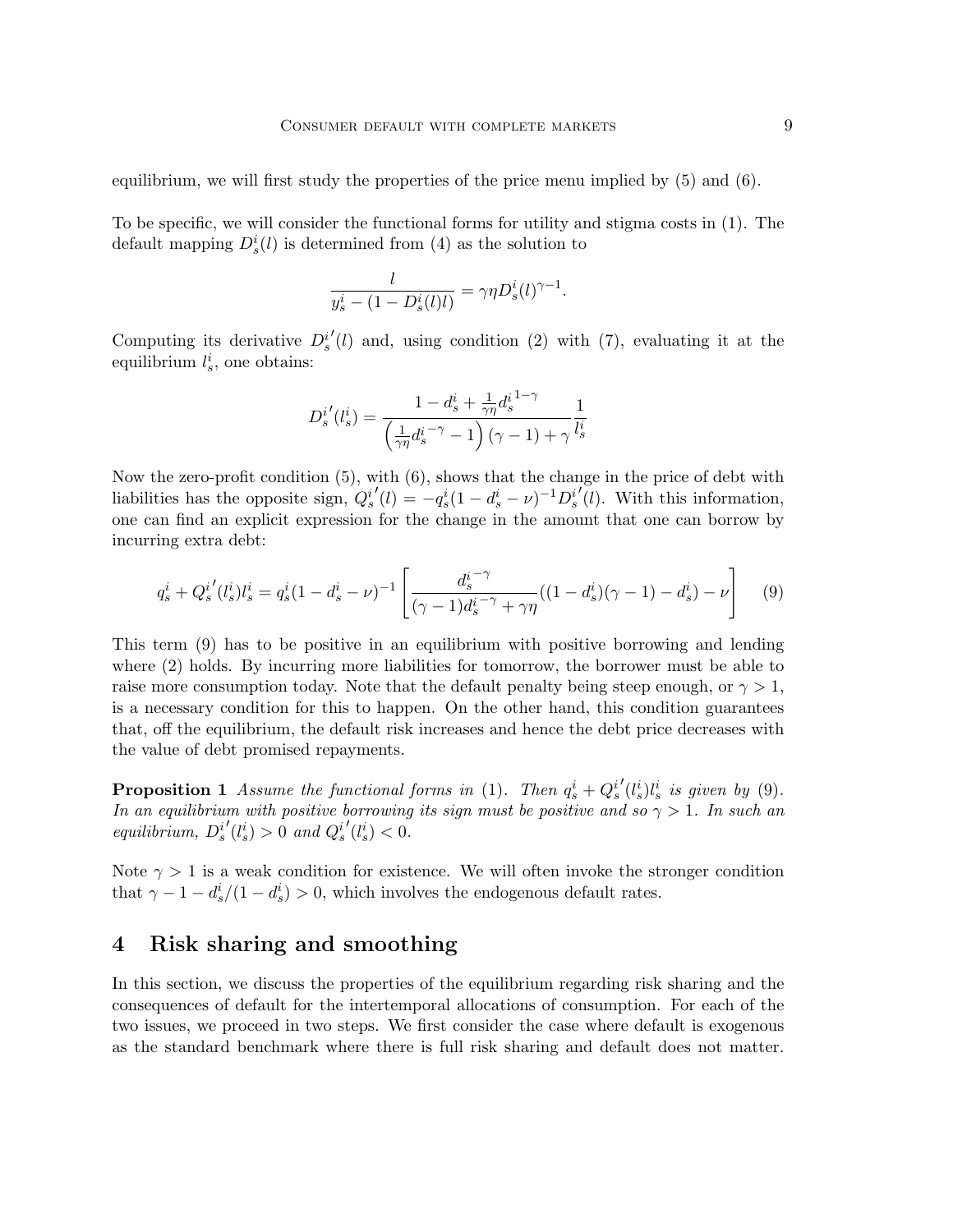equilibrium, we will first study the properties of the price menu implied by (5) and (6).

To be specific, we will consider the functional forms for utility and stigma costs in (1). The default mapping $D_s^i(l)$ is determined from (4) as the solution to

$$\frac{l}{y_s^i - (1 - D_s^i(l)l)} = \gamma\eta D_s^i(l)^{\gamma-1}.$$

Computing its derivative $D_s^{i\prime}(l)$ and, using condition (2) with (7), evaluating it at the equilibrium $l_s^i$, one obtains:

$$D_s^{i\prime}(l_s^i) = \frac{1 - d_s^i + \frac{1}{\gamma\eta}{d_s^i}^{1-\gamma}}{\left(\frac{1}{\gamma\eta}{d_s^i}^{-\gamma} - 1\right)(\gamma - 1) + \gamma}\frac{1}{l_s^i}$$

Now the zero-profit condition (5), with (6), shows that the change in the price of debt with liabilities has the opposite sign, $Q_s^{i\prime}(l) = -q_s^i(1 - d_s^i - \nu)^{-1}D_s^{i\prime}(l)$. With this information, one can find an explicit expression for the change in the amount that one can borrow by incurring extra debt:

$$q_s^i + Q_s^{i\prime}(l_s^i)l_s^i = q_s^i(1 - d_s^i - \nu)^{-1}\left[\frac{{d_s^i}^{-\gamma}}{(\gamma - 1){d_s^i}^{-\gamma} + \gamma\eta}((1 - d_s^i)(\gamma - 1) - d_s^i) - \nu\right] \tag{9}$$

This term (9) has to be positive in an equilibrium with positive borrowing and lending where (2) holds. By incurring more liabilities for tomorrow, the borrower must be able to raise more consumption today. Note that the default penalty being steep enough, or $\gamma > 1$, is a necessary condition for this to happen. On the other hand, this condition guarantees that, off the equilibrium, the default risk increases and hence the debt price decreases with the value of debt promised repayments.

**Proposition 1** *Assume the functional forms in* (1). *Then* $q_s^i + Q_s^{i\prime}(l_s^i)l_s^i$ *is given by* (9). *In an equilibrium with positive borrowing its sign must be positive and so* $\gamma > 1$. *In such an equilibrium,* $D_s^{i\prime}(l_s^i) > 0$ *and* $Q_s^{i\prime}(l_s^i) < 0$.

Note $\gamma > 1$ is a weak condition for existence. We will often invoke the stronger condition that $\gamma - 1 - d_s^i/(1 - d_s^i) > 0$, which involves the endogenous default rates.

## 4 Risk sharing and smoothing

In this section, we discuss the properties of the equilibrium regarding risk sharing and the consequences of default for the intertemporal allocations of consumption. For each of the two issues, we proceed in two steps. We first consider the case where default is exogenous as the standard benchmark where there is full risk sharing and default does not matter.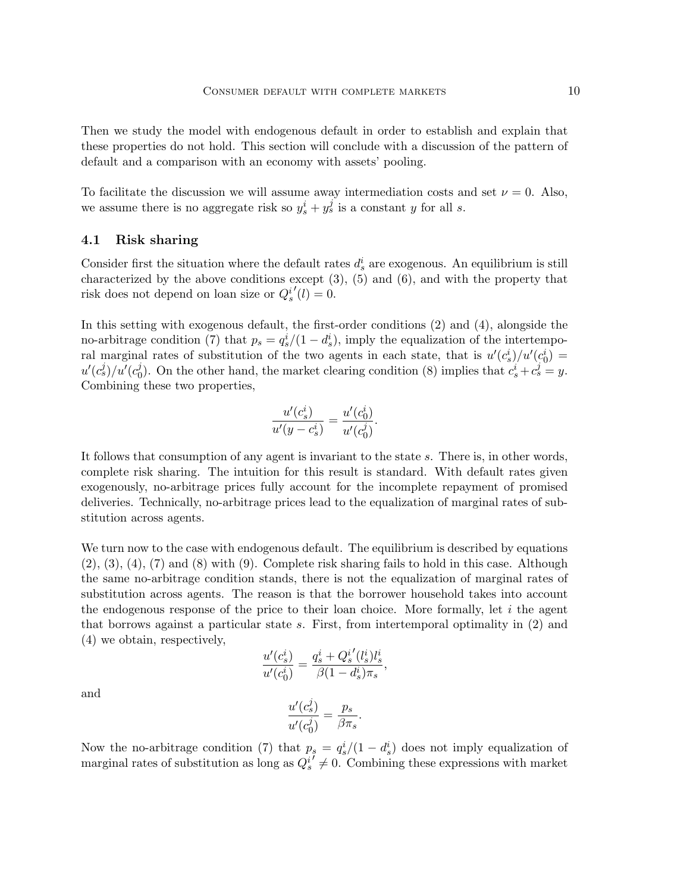Then we study the model with endogenous default in order to establish and explain that these properties do not hold. This section will conclude with a discussion of the pattern of default and a comparison with an economy with assets' pooling.

To facilitate the discussion we will assume away intermediation costs and set $\nu = 0$. Also, we assume there is no aggregate risk so $y_s^i + y_s^j$ is a constant $y$ for all $s$.

## 4.1 Risk sharing

Consider first the situation where the default rates $d_s^i$ are exogenous. An equilibrium is still characterized by the above conditions except (3), (5) and (6), and with the property that risk does not depend on loan size or ${Q_s^i}'(l) = 0$.

In this setting with exogenous default, the first-order conditions (2) and (4), alongside the no-arbitrage condition (7) that $p_s = q_s^i/(1 - d_s^i)$, imply the equalization of the intertemporal marginal rates of substitution of the two agents in each state, that is $u'(c_s^i)/u'(c_0^i) = u'(c_s^j)/u'(c_0^j)$. On the other hand, the market clearing condition (8) implies that $c_s^i + c_s^j = y$. Combining these two properties,

$$\frac{u'(c_s^i)}{u'(y - c_s^i)} = \frac{u'(c_0^i)}{u'(c_0^j)}.$$

It follows that consumption of any agent is invariant to the state $s$. There is, in other words, complete risk sharing. The intuition for this result is standard. With default rates given exogenously, no-arbitrage prices fully account for the incomplete repayment of promised deliveries. Technically, no-arbitrage prices lead to the equalization of marginal rates of substitution across agents.

We turn now to the case with endogenous default. The equilibrium is described by equations (2), (3), (4), (7) and (8) with (9). Complete risk sharing fails to hold in this case. Although the same no-arbitrage condition stands, there is not the equalization of marginal rates of substitution across agents. The reason is that the borrower household takes into account the endogenous response of the price to their loan choice. More formally, let $i$ the agent that borrows against a particular state $s$. First, from intertemporal optimality in (2) and (4) we obtain, respectively,

$$\frac{u'(c_s^i)}{u'(c_0^i)} = \frac{q_s^i + {Q_s^i}'(l_s^i) l_s^i}{\beta(1 - d_s^i)\pi_s},$$

and

$$\frac{u'(c_s^j)}{u'(c_0^j)} = \frac{p_s}{\beta \pi_s}.$$

Now the no-arbitrage condition (7) that $p_s = q_s^i/(1 - d_s^i)$ does not imply equalization of marginal rates of substitution as long as ${Q_s^i}' \neq 0$. Combining these expressions with market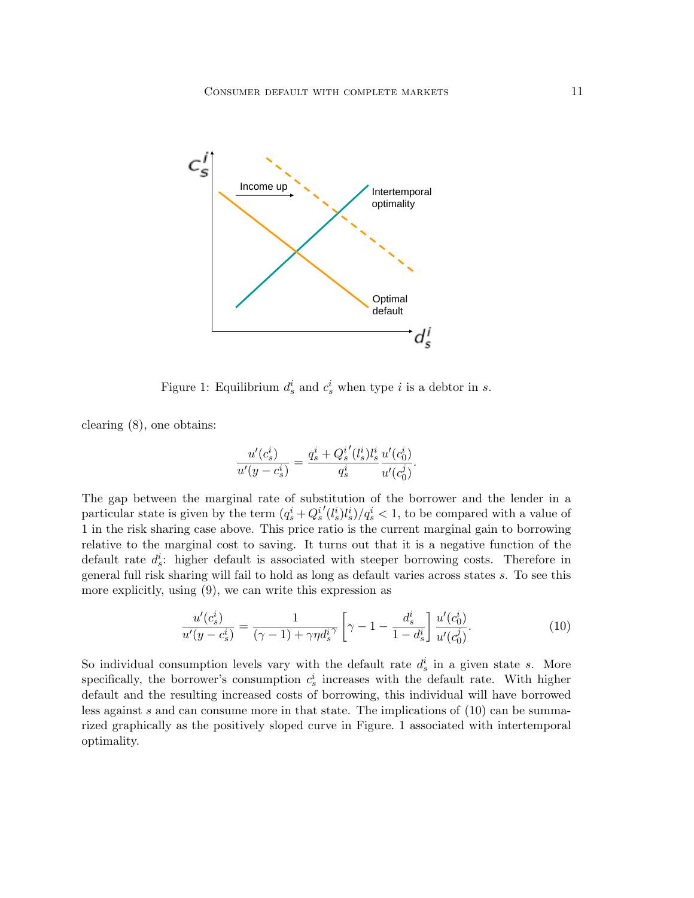Figure 1: Equilibrium $d_s^i$ and $c_s^i$ when type $i$ is a debtor in $s$.

clearing (8), one obtains:

$$\frac{u'(c_s^i)}{u'(y-c_s^i)} = \frac{q_s^i + {Q_s^i}'(l_s^i)l_s^i}{q_s^i}\frac{u'(c_0^i)}{u'(c_0^j)}.$$

The gap between the marginal rate of substitution of the borrower and the lender in a particular state is given by the term $(q_s^i + {Q_s^i}'(l_s^i)l_s^i)/q_s^i < 1$, to be compared with a value of 1 in the risk sharing case above. This price ratio is the current marginal gain to borrowing relative to the marginal cost to saving. It turns out that it is a negative function of the default rate $d_s^i$: higher default is associated with steeper borrowing costs. Therefore in general full risk sharing will fail to hold as long as default varies across states $s$. To see this more explicitly, using (9), we can write this expression as

$$\frac{u'(c_s^i)}{u'(y-c_s^i)} = \frac{1}{(\gamma-1)+\gamma\eta {d_s^i}^{\gamma}}\left[\gamma - 1 - \frac{d_s^i}{1-d_s^i}\right]\frac{u'(c_0^i)}{u'(c_0^j)}. \tag{10}$$

So individual consumption levels vary with the default rate $d_s^i$ in a given state $s$. More specifically, the borrower's consumption $c_s^i$ increases with the default rate. With higher default and the resulting increased costs of borrowing, this individual will have borrowed less against $s$ and can consume more in that state. The implications of (10) can be summarized graphically as the positively sloped curve in Figure. 1 associated with intertemporal optimality.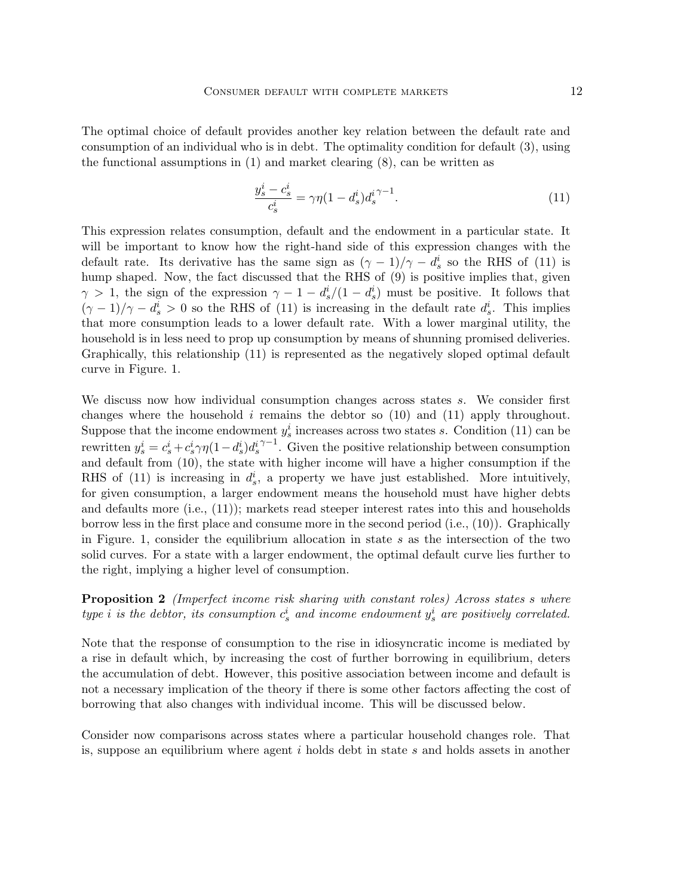The optimal choice of default provides another key relation between the default rate and consumption of an individual who is in debt. The optimality condition for default (3), using the functional assumptions in (1) and market clearing (8), can be written as

$$\frac{y_s^i - c_s^i}{c_s^i} = \gamma\eta(1 - d_s^i){d_s^i}^{\gamma-1}. \tag{11}$$

This expression relates consumption, default and the endowment in a particular state. It will be important to know how the right-hand side of this expression changes with the default rate. Its derivative has the same sign as $(\gamma - 1)/\gamma - d_s^i$ so the RHS of (11) is hump shaped. Now, the fact discussed that the RHS of (9) is positive implies that, given $\gamma > 1$, the sign of the expression $\gamma - 1 - d_s^i/(1 - d_s^i)$ must be positive. It follows that $(\gamma - 1)/\gamma - d_s^i > 0$ so the RHS of (11) is increasing in the default rate $d_s^i$. This implies that more consumption leads to a lower default rate. With a lower marginal utility, the household is in less need to prop up consumption by means of shunning promised deliveries. Graphically, this relationship (11) is represented as the negatively sloped optimal default curve in Figure. 1.

We discuss now how individual consumption changes across states $s$. We consider first changes where the household $i$ remains the debtor so (10) and (11) apply throughout. Suppose that the income endowment $y_s^i$ increases across two states $s$. Condition (11) can be rewritten $y_s^i = c_s^i + c_s^i\gamma\eta(1 - d_s^i){d_s^i}^{\gamma-1}$. Given the positive relationship between consumption and default from (10), the state with higher income will have a higher consumption if the RHS of (11) is increasing in $d_s^i$, a property we have just established. More intuitively, for given consumption, a larger endowment means the household must have higher debts and defaults more (i.e., (11)); markets read steeper interest rates into this and households borrow less in the first place and consume more in the second period (i.e., (10)). Graphically in Figure. 1, consider the equilibrium allocation in state $s$ as the intersection of the two solid curves. For a state with a larger endowment, the optimal default curve lies further to the right, implying a higher level of consumption.

**Proposition 2** *(Imperfect income risk sharing with constant roles) Across states $s$ where type $i$ is the debtor, its consumption $c_s^i$ and income endowment $y_s^i$ are positively correlated.*

Note that the response of consumption to the rise in idiosyncratic income is mediated by a rise in default which, by increasing the cost of further borrowing in equilibrium, deters the accumulation of debt. However, this positive association between income and default is not a necessary implication of the theory if there is some other factors affecting the cost of borrowing that also changes with individual income. This will be discussed below.

Consider now comparisons across states where a particular household changes role. That is, suppose an equilibrium where agent $i$ holds debt in state $s$ and holds assets in another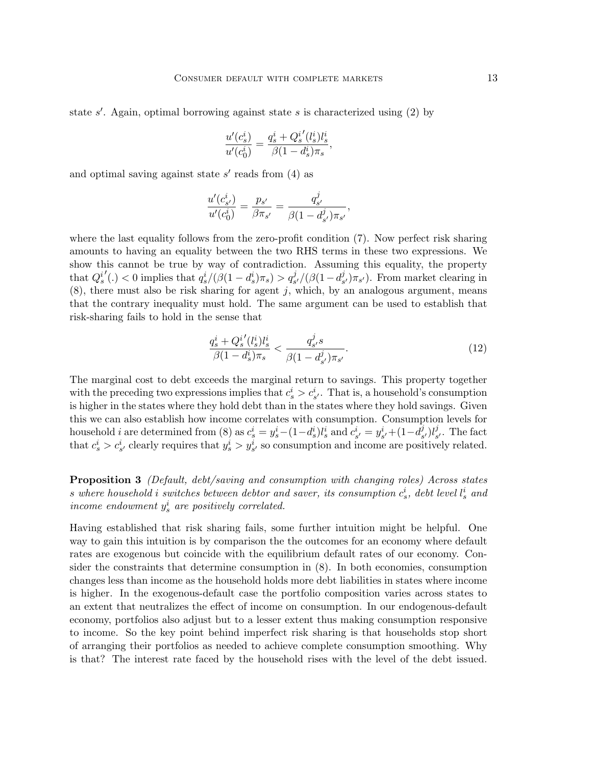state $s'$. Again, optimal borrowing against state $s$ is characterized using (2) by

$$\frac{u'(c_s^i)}{u'(c_0^i)} = \frac{q_s^i + {Q_s^i}'(l_s^i) l_s^i}{\beta(1-d_s^i)\pi_s},$$

and optimal saving against state $s'$ reads from (4) as

$$\frac{u'(c_{s'}^i)}{u'(c_0^i)} = \frac{p_{s'}}{\beta \pi_{s'}} = \frac{q_{s'}^j}{\beta(1-d_{s'}^j)\pi_{s'}},$$

where the last equality follows from the zero-profit condition (7). Now perfect risk sharing amounts to having an equality between the two RHS terms in these two expressions. We show this cannot be true by way of contradiction. Assuming this equality, the property that ${Q_s^i}'(.) < 0$ implies that $q_s^i/(\beta(1-d_s^i)\pi_s) > q_{s'}^j/(\beta(1-d_{s'}^j)\pi_{s'})$. From market clearing in (8), there must also be risk sharing for agent $j$, which, by an analogous argument, means that the contrary inequality must hold. The same argument can be used to establish that risk-sharing fails to hold in the sense that

$$\frac{q_s^i + {Q_s^i}'(l_s^i) l_s^i}{\beta(1-d_s^i)\pi_s} < \frac{q_{s'}^j s}{\beta(1-d_{s'}^j)\pi_{s'}}. \tag{12}$$

The marginal cost to debt exceeds the marginal return to savings. This property together with the preceding two expressions implies that $c_s^i > c_{s'}^i$. That is, a household's consumption is higher in the states where they hold debt than in the states where they hold savings. Given this we can also establish how income correlates with consumption. Consumption levels for household $i$ are determined from (8) as $c_s^i = y_s^i - (1-d_s^i) l_s^i$ and $c_{s'}^i = y_{s'}^i + (1-d_{s'}^j) l_{s'}^j$. The fact that $c_s^i > c_{s'}^i$ clearly requires that $y_s^i > y_{s'}^i$ so consumption and income are positively related.

**Proposition 3** *(Default, debt/saving and consumption with changing roles) Across states $s$ where household $i$ switches between debtor and saver, its consumption $c_s^i$, debt level $l_s^i$ and income endowment $y_s^i$ are positively correlated.*

Having established that risk sharing fails, some further intuition might be helpful. One way to gain this intuition is by comparison the the outcomes for an economy where default rates are exogenous but coincide with the equilibrium default rates of our economy. Consider the constraints that determine consumption in (8). In both economies, consumption changes less than income as the household holds more debt liabilities in states where income is higher. In the exogenous-default case the portfolio composition varies across states to an extent that neutralizes the effect of income on consumption. In our endogenous-default economy, portfolios also adjust but to a lesser extent thus making consumption responsive to income. So the key point behind imperfect risk sharing is that households stop short of arranging their portfolios as needed to achieve complete consumption smoothing. Why is that? The interest rate faced by the household rises with the level of the debt issued.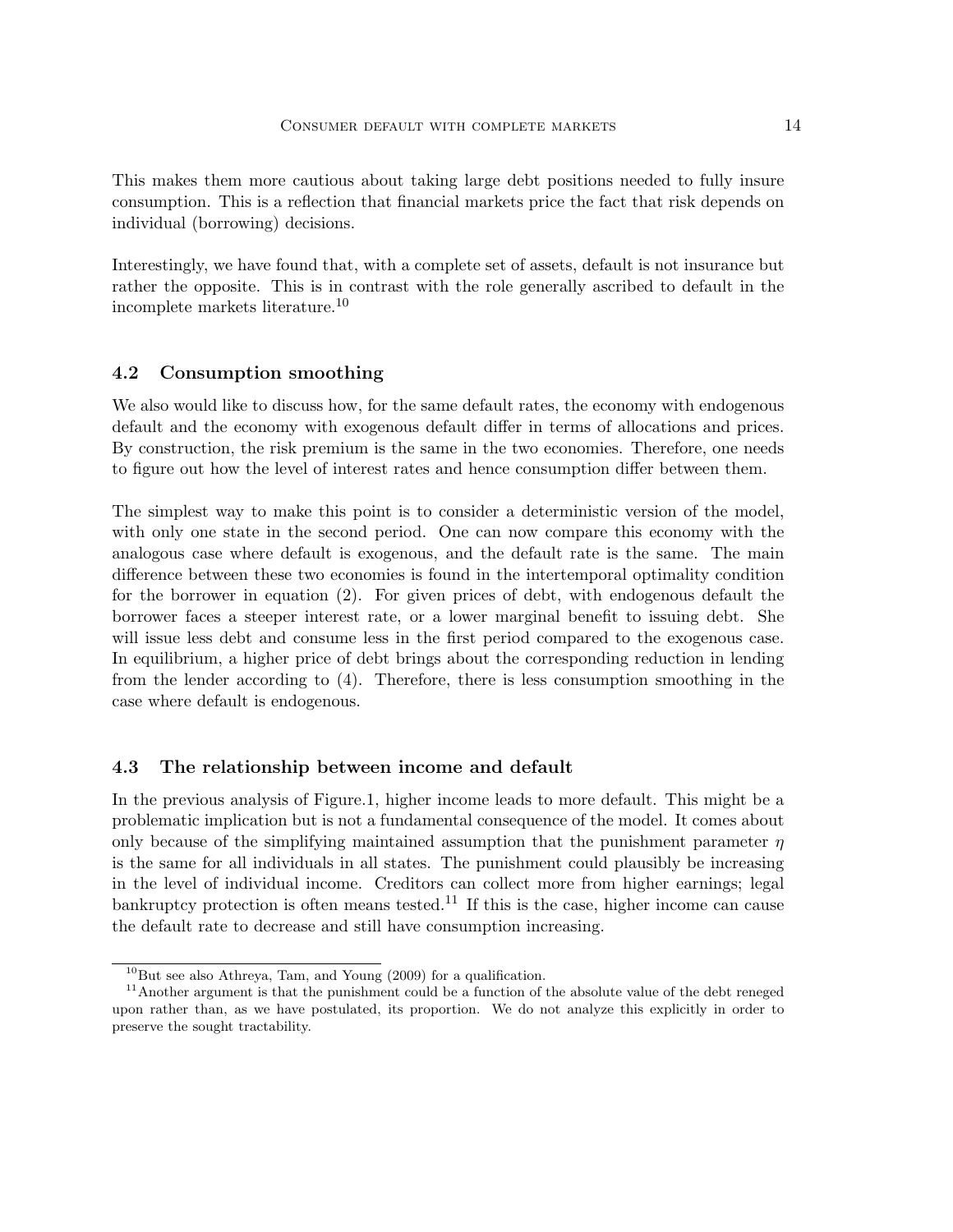This makes them more cautious about taking large debt positions needed to fully insure consumption. This is a reflection that financial markets price the fact that risk depends on individual (borrowing) decisions.

Interestingly, we have found that, with a complete set of assets, default is not insurance but rather the opposite. This is in contrast with the role generally ascribed to default in the incomplete markets literature.[10]

### 4.2 Consumption smoothing

We also would like to discuss how, for the same default rates, the economy with endogenous default and the economy with exogenous default differ in terms of allocations and prices. By construction, the risk premium is the same in the two economies. Therefore, one needs to figure out how the level of interest rates and hence consumption differ between them.

The simplest way to make this point is to consider a deterministic version of the model, with only one state in the second period. One can now compare this economy with the analogous case where default is exogenous, and the default rate is the same. The main difference between these two economies is found in the intertemporal optimality condition for the borrower in equation (2). For given prices of debt, with endogenous default the borrower faces a steeper interest rate, or a lower marginal benefit to issuing debt. She will issue less debt and consume less in the first period compared to the exogenous case. In equilibrium, a higher price of debt brings about the corresponding reduction in lending from the lender according to (4). Therefore, there is less consumption smoothing in the case where default is endogenous.

### 4.3 The relationship between income and default

In the previous analysis of Figure.1, higher income leads to more default. This might be a problematic implication but is not a fundamental consequence of the model. It comes about only because of the simplifying maintained assumption that the punishment parameter $\eta$ is the same for all individuals in all states. The punishment could plausibly be increasing in the level of individual income. Creditors can collect more from higher earnings; legal bankruptcy protection is often means tested.[11] If this is the case, higher income can cause the default rate to decrease and still have consumption increasing.

---

[10] But see also Athreya, Tam, and Young (2009) for a qualification.

[11] Another argument is that the punishment could be a function of the absolute value of the debt reneged upon rather than, as we have postulated, its proportion. We do not analyze this explicitly in order to preserve the sought tractability.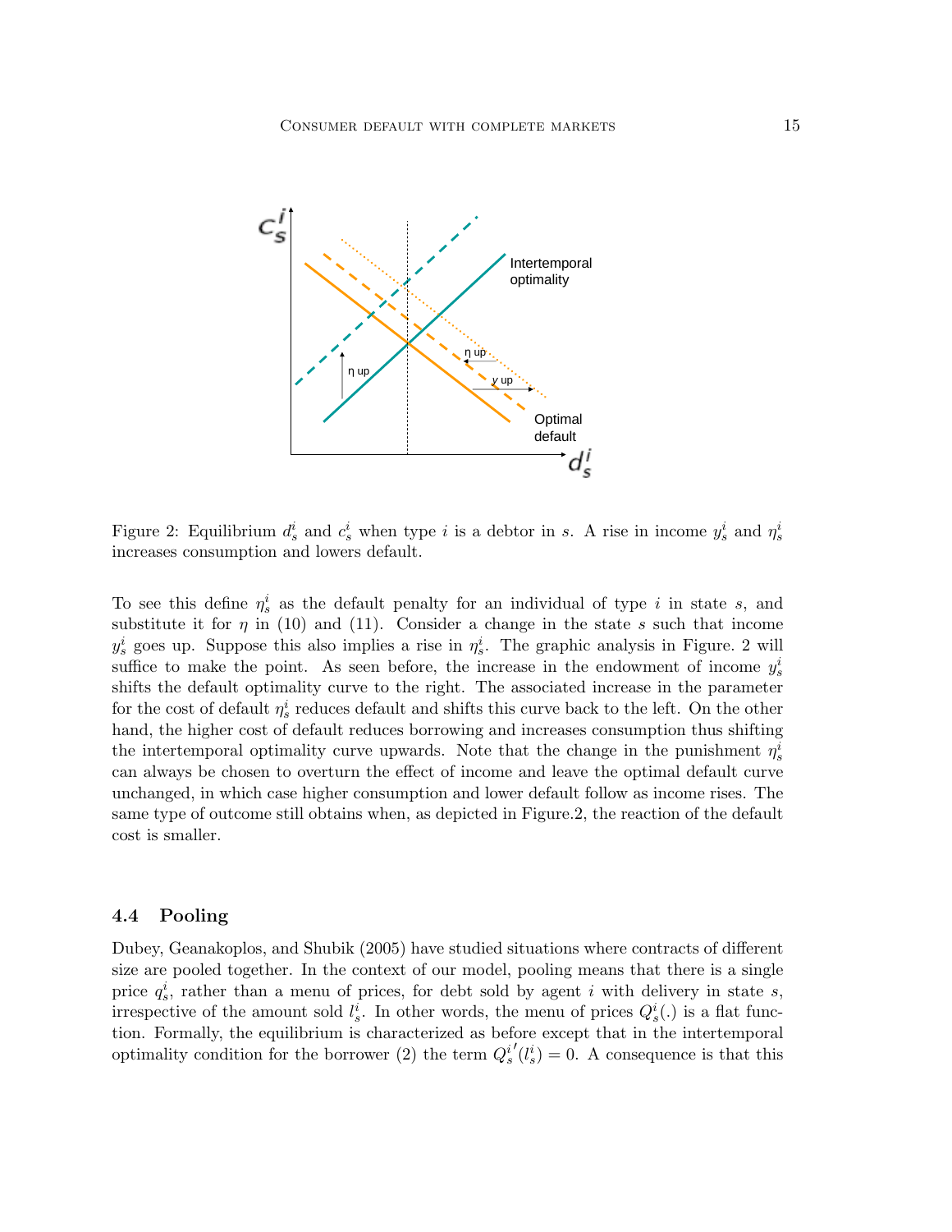Figure 2: Equilibrium $d_s^i$ and $c_s^i$ when type $i$ is a debtor in $s$. A rise in income $y_s^i$ and $\eta_s^i$ increases consumption and lowers default.

To see this define $\eta_s^i$ as the default penalty for an individual of type $i$ in state $s$, and substitute it for $\eta$ in (10) and (11). Consider a change in the state $s$ such that income $y_s^i$ goes up. Suppose this also implies a rise in $\eta_s^i$. The graphic analysis in Figure. 2 will suffice to make the point. As seen before, the increase in the endowment of income $y_s^i$ shifts the default optimality curve to the right. The associated increase in the parameter for the cost of default $\eta_s^i$ reduces default and shifts this curve back to the left. On the other hand, the higher cost of default reduces borrowing and increases consumption thus shifting the intertemporal optimality curve upwards. Note that the change in the punishment $\eta_s^i$ can always be chosen to overturn the effect of income and leave the optimal default curve unchanged, in which case higher consumption and lower default follow as income rises. The same type of outcome still obtains when, as depicted in Figure.2, the reaction of the default cost is smaller.

### 4.4 Pooling

Dubey, Geanakoplos, and Shubik (2005) have studied situations where contracts of different size are pooled together. In the context of our model, pooling means that there is a single price $q_s^i$, rather than a menu of prices, for debt sold by agent $i$ with delivery in state $s$, irrespective of the amount sold $l_s^i$. In other words, the menu of prices $Q_s^i(.)$ is a flat function. Formally, the equilibrium is characterized as before except that in the intertemporal optimality condition for the borrower (2) the term $Q_s^{i\prime}(l_s^i) = 0$. A consequence is that this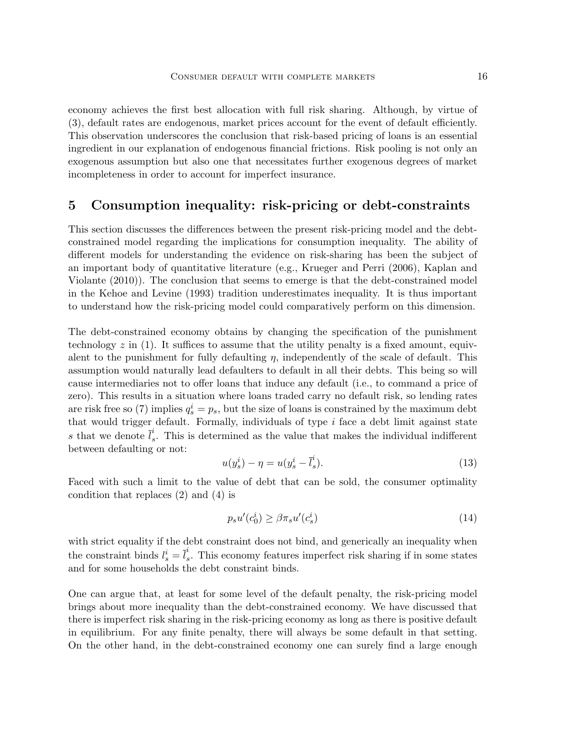economy achieves the first best allocation with full risk sharing. Although, by virtue of (3), default rates are endogenous, market prices account for the event of default efficiently. This observation underscores the conclusion that risk-based pricing of loans is an essential ingredient in our explanation of endogenous financial frictions. Risk pooling is not only an exogenous assumption but also one that necessitates further exogenous degrees of market incompleteness in order to account for imperfect insurance.

## 5 Consumption inequality: risk-pricing or debt-constraints

This section discusses the differences between the present risk-pricing model and the debt-constrained model regarding the implications for consumption inequality. The ability of different models for understanding the evidence on risk-sharing has been the subject of an important body of quantitative literature (e.g., Krueger and Perri (2006), Kaplan and Violante (2010)). The conclusion that seems to emerge is that the debt-constrained model in the Kehoe and Levine (1993) tradition underestimates inequality. It is thus important to understand how the risk-pricing model could comparatively perform on this dimension.

The debt-constrained economy obtains by changing the specification of the punishment technology $z$ in (1). It suffices to assume that the utility penalty is a fixed amount, equivalent to the punishment for fully defaulting $\eta$, independently of the scale of default. This assumption would naturally lead defaulters to default in all their debts. This being so will cause intermediaries not to offer loans that induce any default (i.e., to command a price of zero). This results in a situation where loans traded carry no default risk, so lending rates are risk free so (7) implies $q_s^i = p_s$, but the size of loans is constrained by the maximum debt that would trigger default. Formally, individuals of type $i$ face a debt limit against state $s$ that we denote $\bar{l}_s^i$. This is determined as the value that makes the individual indifferent between defaulting or not:

$$u(y_s^i) - \eta = u(y_s^i - \bar{l}_s^i). \tag{13}$$

Faced with such a limit to the value of debt that can be sold, the consumer optimality condition that replaces (2) and (4) is

$$p_s u'(c_0^i) \geq \beta \pi_s u'(c_s^i) \tag{14}$$

with strict equality if the debt constraint does not bind, and generically an inequality when the constraint binds $l_s^i = \bar{l}_s^i$. This economy features imperfect risk sharing if in some states and for some households the debt constraint binds.

One can argue that, at least for some level of the default penalty, the risk-pricing model brings about more inequality than the debt-constrained economy. We have discussed that there is imperfect risk sharing in the risk-pricing economy as long as there is positive default in equilibrium. For any finite penalty, there will always be some default in that setting. On the other hand, in the debt-constrained economy one can surely find a large enough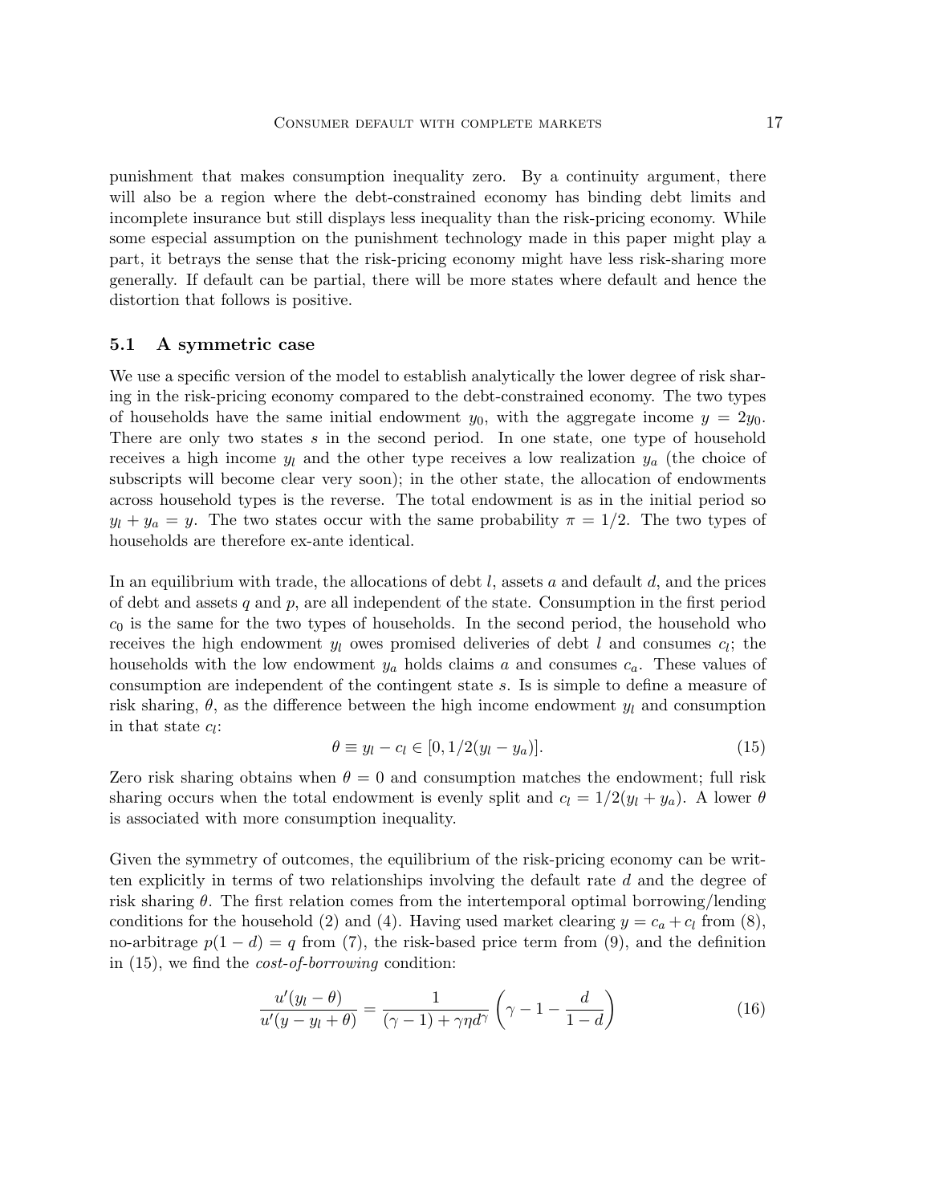punishment that makes consumption inequality zero. By a continuity argument, there will also be a region where the debt-constrained economy has binding debt limits and incomplete insurance but still displays less inequality than the risk-pricing economy. While some especial assumption on the punishment technology made in this paper might play a part, it betrays the sense that the risk-pricing economy might have less risk-sharing more generally. If default can be partial, there will be more states where default and hence the distortion that follows is positive.

### 5.1 A symmetric case

We use a specific version of the model to establish analytically the lower degree of risk sharing in the risk-pricing economy compared to the debt-constrained economy. The two types of households have the same initial endowment $y_0$, with the aggregate income $y = 2y_0$. There are only two states $s$ in the second period. In one state, one type of household receives a high income $y_l$ and the other type receives a low realization $y_a$ (the choice of subscripts will become clear very soon); in the other state, the allocation of endowments across household types is the reverse. The total endowment is as in the initial period so $y_l + y_a = y$. The two states occur with the same probability $\pi = 1/2$. The two types of households are therefore ex-ante identical.

In an equilibrium with trade, the allocations of debt $l$, assets $a$ and default $d$, and the prices of debt and assets $q$ and $p$, are all independent of the state. Consumption in the first period $c_0$ is the same for the two types of households. In the second period, the household who receives the high endowment $y_l$ owes promised deliveries of debt $l$ and consumes $c_l$; the households with the low endowment $y_a$ holds claims $a$ and consumes $c_a$. These values of consumption are independent of the contingent state $s$. Is is simple to define a measure of risk sharing, $\theta$, as the difference between the high income endowment $y_l$ and consumption in that state $c_l$:

$$\theta \equiv y_l - c_l \in [0, 1/2(y_l - y_a)]. \tag{15}$$

Zero risk sharing obtains when $\theta = 0$ and consumption matches the endowment; full risk sharing occurs when the total endowment is evenly split and $c_l = 1/2(y_l + y_a)$. A lower $\theta$ is associated with more consumption inequality.

Given the symmetry of outcomes, the equilibrium of the risk-pricing economy can be written explicitly in terms of two relationships involving the default rate $d$ and the degree of risk sharing $\theta$. The first relation comes from the intertemporal optimal borrowing/lending conditions for the household (2) and (4). Having used market clearing $y = c_a + c_l$ from (8), no-arbitrage $p(1-d) = q$ from (7), the risk-based price term from (9), and the definition in (15), we find the *cost-of-borrowing* condition:

$$\frac{u'(y_l - \theta)}{u'(y - y_l + \theta)} = \frac{1}{(\gamma - 1) + \gamma \eta d^{\gamma}} \left( \gamma - 1 - \frac{d}{1-d} \right) \tag{16}$$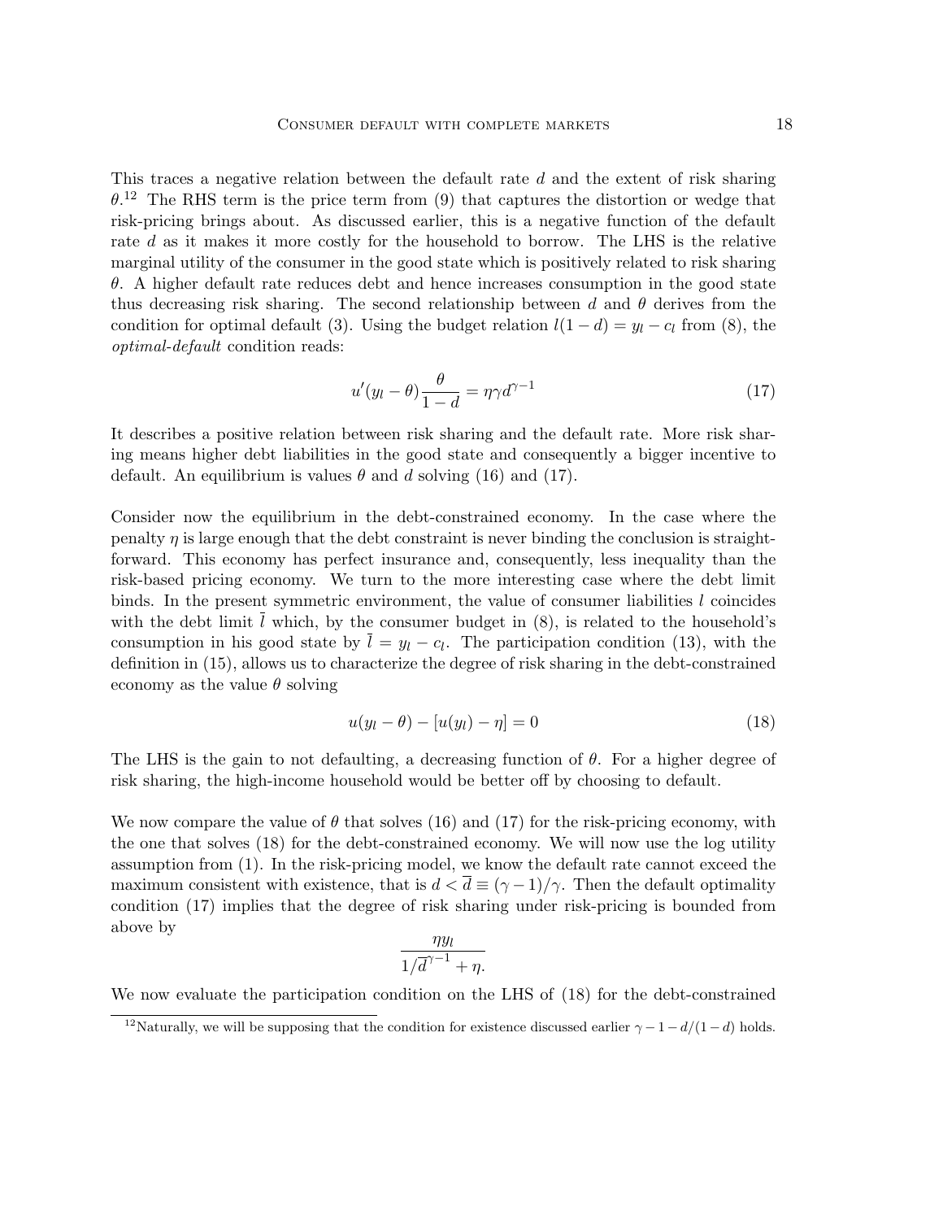This traces a negative relation between the default rate $d$ and the extent of risk sharing $\theta$.[12] The RHS term is the price term from (9) that captures the distortion or wedge that risk-pricing brings about. As discussed earlier, this is a negative function of the default rate $d$ as it makes it more costly for the household to borrow. The LHS is the relative marginal utility of the consumer in the good state which is positively related to risk sharing $\theta$. A higher default rate reduces debt and hence increases consumption in the good state thus decreasing risk sharing. The second relationship between $d$ and $\theta$ derives from the condition for optimal default (3). Using the budget relation $l(1-d) = y_l - c_l$ from (8), the *optimal-default* condition reads:

$$u'(y_l - \theta)\frac{\theta}{1-d} = \eta\gamma d^{\gamma-1} \tag{17}$$

It describes a positive relation between risk sharing and the default rate. More risk sharing means higher debt liabilities in the good state and consequently a bigger incentive to default. An equilibrium is values $\theta$ and $d$ solving (16) and (17).

Consider now the equilibrium in the debt-constrained economy. In the case where the penalty $\eta$ is large enough that the debt constraint is never binding the conclusion is straightforward. This economy has perfect insurance and, consequently, less inequality than the risk-based pricing economy. We turn to the more interesting case where the debt limit binds. In the present symmetric environment, the value of consumer liabilities $l$ coincides with the debt limit $\bar{l}$ which, by the consumer budget in (8), is related to the household's consumption in his good state by $\bar{l} = y_l - c_l$. The participation condition (13), with the definition in (15), allows us to characterize the degree of risk sharing in the debt-constrained economy as the value $\theta$ solving

$$u(y_l - \theta) - [u(y_l) - \eta] = 0 \tag{18}$$

The LHS is the gain to not defaulting, a decreasing function of $\theta$. For a higher degree of risk sharing, the high-income household would be better off by choosing to default.

We now compare the value of $\theta$ that solves (16) and (17) for the risk-pricing economy, with the one that solves (18) for the debt-constrained economy. We will now use the log utility assumption from (1). In the risk-pricing model, we know the default rate cannot exceed the maximum consistent with existence, that is $d < \bar{d} \equiv (\gamma - 1)/\gamma$. Then the default optimality condition (17) implies that the degree of risk sharing under risk-pricing is bounded from above by

$$\frac{\eta y_l}{1/\bar{d}^{\gamma-1} + \eta}.$$

We now evaluate the participation condition on the LHS of (18) for the debt-constrained

[12] Naturally, we will be supposing that the condition for existence discussed earlier $\gamma - 1 - d/(1-d)$ holds.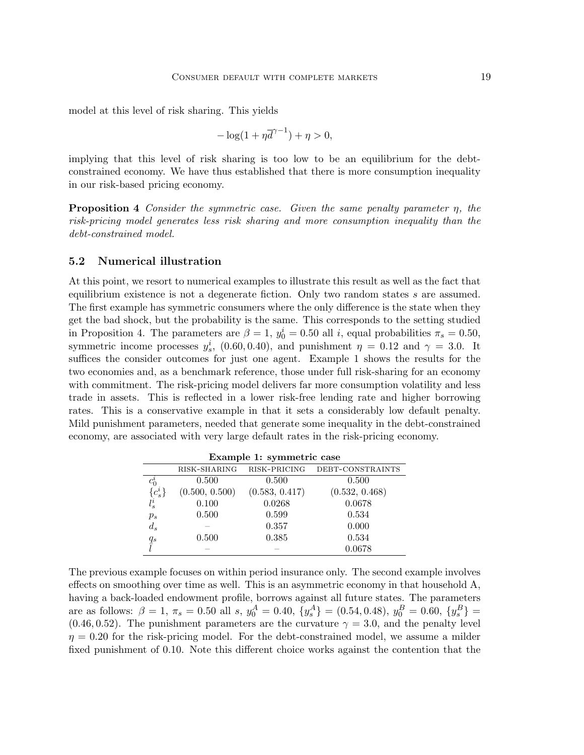model at this level of risk sharing. This yields

$$-\log(1+\eta\overline{d}^{\gamma-1})+\eta>0,$$

implying that this level of risk sharing is too low to be an equilibrium for the debt-constrained economy. We have thus established that there is more consumption inequality in our risk-based pricing economy.

**Proposition 4** *Consider the symmetric case. Given the same penalty parameter $\eta$, the risk-pricing model generates less risk sharing and more consumption inequality than the debt-constrained model.*

## 5.2 Numerical illustration

At this point, we resort to numerical examples to illustrate this result as well as the fact that equilibrium existence is not a degenerate fiction. Only two random states $s$ are assumed. The first example has symmetric consumers where the only difference is the state when they get the bad shock, but the probability is the same. This corresponds to the setting studied in Proposition 4. The parameters are $\beta = 1$, $y_0^i = 0.50$ all $i$, equal probabilities $\pi_s = 0.50$, symmetric income processes $y_s^i$, $(0.60, 0.40)$, and punishment $\eta = 0.12$ and $\gamma = 3.0$. It suffices the consider outcomes for just one agent. Example 1 shows the results for the two economies and, as a benchmark reference, those under full risk-sharing for an economy with commitment. The risk-pricing model delivers far more consumption volatility and less trade in assets. This is reflected in a lower risk-free lending rate and higher borrowing rates. This is a conservative example in that it sets a considerably low default penalty. Mild punishment parameters, needed that generate some inequality in the debt-constrained economy, are associated with very large default rates in the risk-pricing economy.

**Example 1: symmetric case**

| | RISK-SHARING | RISK-PRICING | DEBT-CONSTRAINTS |
|---|---|---|---|
| $c_0^i$ | 0.500 | 0.500 | 0.500 |
| $\{c_s^i\}$ | (0.500, 0.500) | (0.583, 0.417) | (0.532, 0.468) |
| $l_s^i$ | 0.100 | 0.0268 | 0.0678 |
| $p_s$ | 0.500 | 0.599 | 0.534 |
| $d_s$ | – | 0.357 | 0.000 |
| $q_s$ | 0.500 | 0.385 | 0.534 |
| $\bar{l}$ | – | – | 0.0678 |

The previous example focuses on within period insurance only. The second example involves effects on smoothing over time as well. This is an asymmetric economy in that household A, having a back-loaded endowment profile, borrows against all future states. The parameters are as follows: $\beta = 1$, $\pi_s = 0.50$ all $s$, $y_0^A = 0.40$, $\{y_s^A\} = (0.54, 0.48)$, $y_0^B = 0.60$, $\{y_s^B\} = (0.46, 0.52)$. The punishment parameters are the curvature $\gamma = 3.0$, and the penalty level $\eta = 0.20$ for the risk-pricing model. For the debt-constrained model, we assume a milder fixed punishment of 0.10. Note this different choice works against the contention that the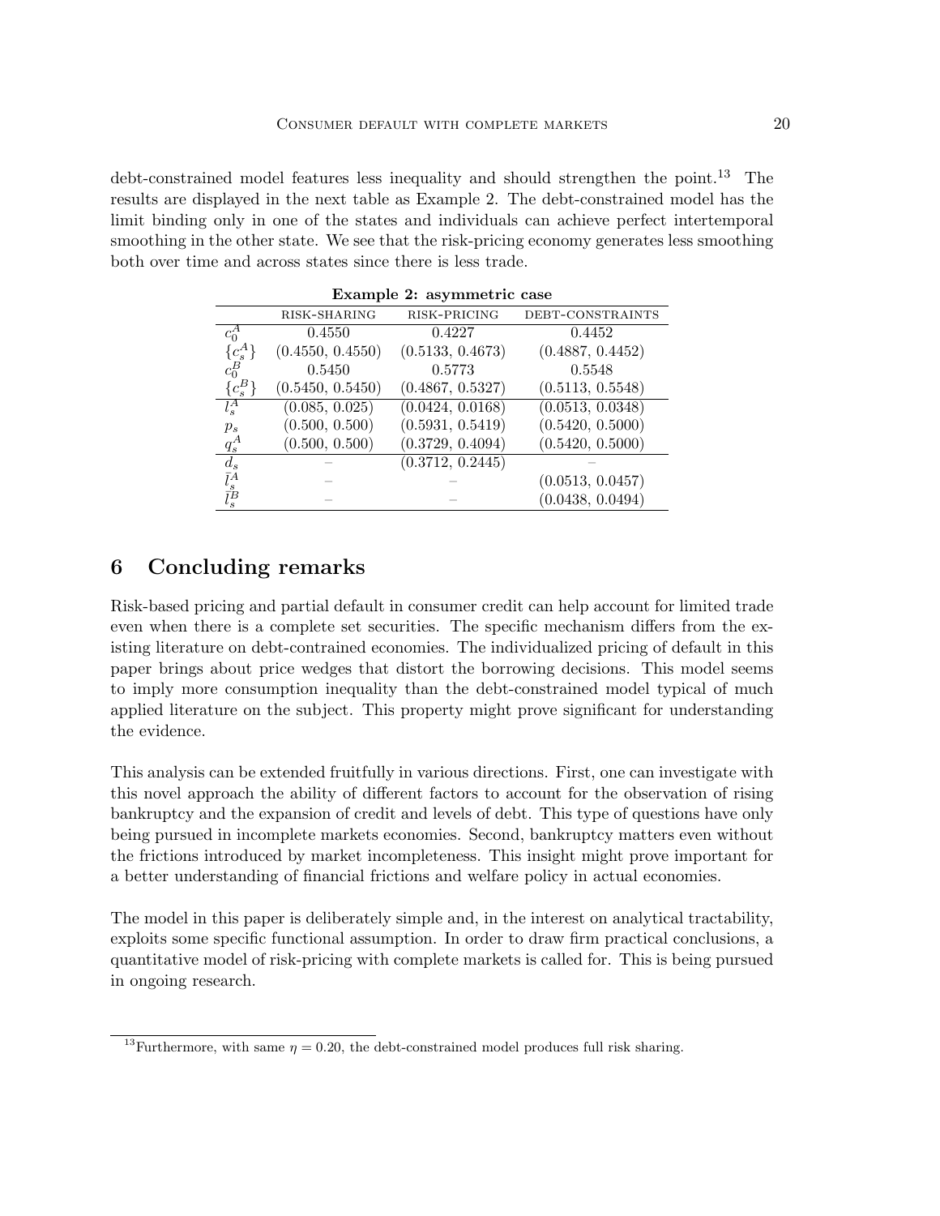debt-constrained model features less inequality and should strengthen the point.[13] The results are displayed in the next table as Example 2. The debt-constrained model has the limit binding only in one of the states and individuals can achieve perfect intertemporal smoothing in the other state. We see that the risk-pricing economy generates less smoothing both over time and across states since there is less trade.

**Example 2: asymmetric case**

| | RISK-SHARING | RISK-PRICING | DEBT-CONSTRAINTS |
|---|---|---|---|
| $c_0^A$ | 0.4550 | 0.4227 | 0.4452 |
| $\{c_s^A\}$ | (0.4550, 0.4550) | (0.5133, 0.4673) | (0.4887, 0.4452) |
| $c_0^B$ | 0.5450 | 0.5773 | 0.5548 |
| $\{c_s^B\}$ | (0.5450, 0.5450) | (0.4867, 0.5327) | (0.5113, 0.5548) |
| $l_s^A$ | (0.085, 0.025) | (0.0424, 0.0168) | (0.0513, 0.0348) |
| $p_s$ | (0.500, 0.500) | (0.5931, 0.5419) | (0.5420, 0.5000) |
| $q_s^A$ | (0.500, 0.500) | (0.3729, 0.4094) | (0.5420, 0.5000) |
| $d_s$ | – | (0.3712, 0.2445) | – |
| $\bar{l}_s^A$ | – | – | (0.0513, 0.0457) |
| $\bar{l}_s^B$ | – | – | (0.0438, 0.0494) |

# 6 Concluding remarks

Risk-based pricing and partial default in consumer credit can help account for limited trade even when there is a complete set securities. The specific mechanism differs from the existing literature on debt-contrained economies. The individualized pricing of default in this paper brings about price wedges that distort the borrowing decisions. This model seems to imply more consumption inequality than the debt-constrained model typical of much applied literature on the subject. This property might prove significant for understanding the evidence.

This analysis can be extended fruitfully in various directions. First, one can investigate with this novel approach the ability of different factors to account for the observation of rising bankruptcy and the expansion of credit and levels of debt. This type of questions have only being pursued in incomplete markets economies. Second, bankruptcy matters even without the frictions introduced by market incompleteness. This insight might prove important for a better understanding of financial frictions and welfare policy in actual economies.

The model in this paper is deliberately simple and, in the interest on analytical tractability, exploits some specific functional assumption. In order to draw firm practical conclusions, a quantitative model of risk-pricing with complete markets is called for. This is being pursued in ongoing research.

[13] Furthermore, with same $\eta = 0.20$, the debt-constrained model produces full risk sharing.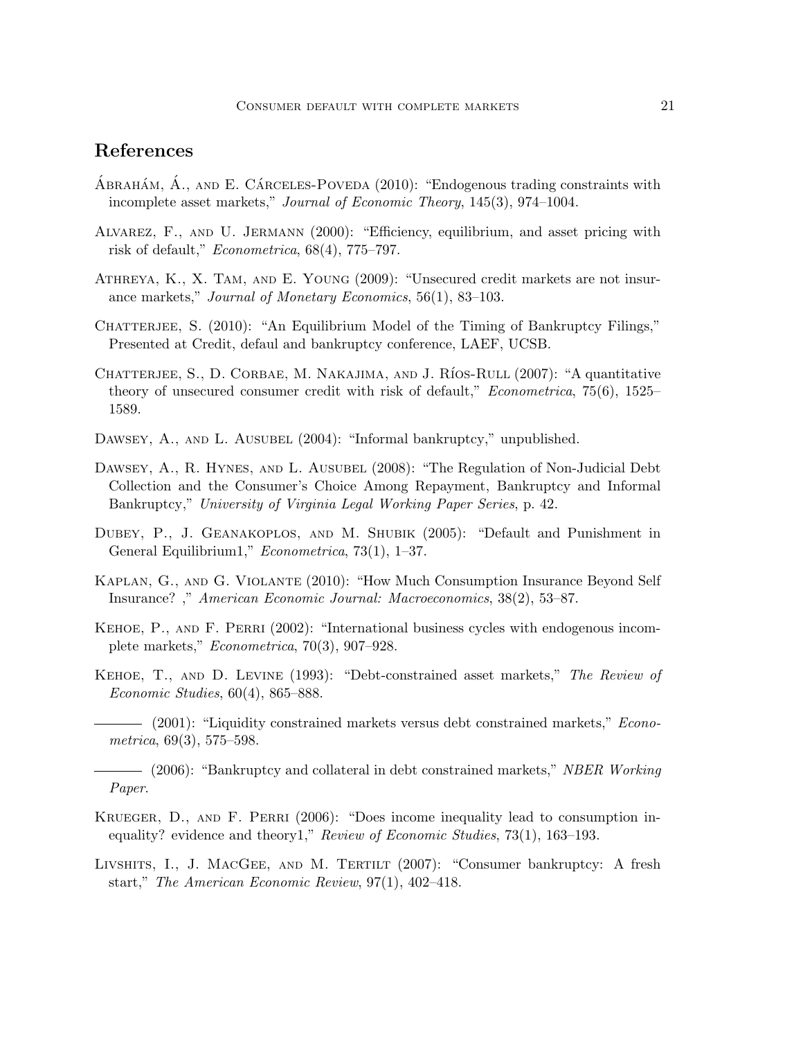# References

Ábrahám, Á., and E. Cárceles-Poveda (2010): "Endogenous trading constraints with incomplete asset markets," *Journal of Economic Theory*, 145(3), 974–1004.

Alvarez, F., and U. Jermann (2000): "Efficiency, equilibrium, and asset pricing with risk of default," *Econometrica*, 68(4), 775–797.

Athreya, K., X. Tam, and E. Young (2009): "Unsecured credit markets are not insurance markets," *Journal of Monetary Economics*, 56(1), 83–103.

Chatterjee, S. (2010): "An Equilibrium Model of the Timing of Bankruptcy Filings," Presented at Credit, defaul and bankruptcy conference, LAEF, UCSB.

Chatterjee, S., D. Corbae, M. Nakajima, and J. Ríos-Rull (2007): "A quantitative theory of unsecured consumer credit with risk of default," *Econometrica*, 75(6), 1525–1589.

Dawsey, A., and L. Ausubel (2004): "Informal bankruptcy," unpublished.

Dawsey, A., R. Hynes, and L. Ausubel (2008): "The Regulation of Non-Judicial Debt Collection and the Consumer's Choice Among Repayment, Bankruptcy and Informal Bankruptcy," *University of Virginia Legal Working Paper Series*, p. 42.

Dubey, P., J. Geanakoplos, and M. Shubik (2005): "Default and Punishment in General Equilibrium1," *Econometrica*, 73(1), 1–37.

Kaplan, G., and G. Violante (2010): "How Much Consumption Insurance Beyond Self Insurance? ," *American Economic Journal: Macroeconomics*, 38(2), 53–87.

Kehoe, P., and F. Perri (2002): "International business cycles with endogenous incomplete markets," *Econometrica*, 70(3), 907–928.

Kehoe, T., and D. Levine (1993): "Debt-constrained asset markets," *The Review of Economic Studies*, 60(4), 865–888.

——— (2001): "Liquidity constrained markets versus debt constrained markets," *Econometrica*, 69(3), 575–598.

——— (2006): "Bankruptcy and collateral in debt constrained markets," *NBER Working Paper*.

Krueger, D., and F. Perri (2006): "Does income inequality lead to consumption inequality? evidence and theory1," *Review of Economic Studies*, 73(1), 163–193.

Livshits, I., J. MacGee, and M. Tertilt (2007): "Consumer bankruptcy: A fresh start," *The American Economic Review*, 97(1), 402–418.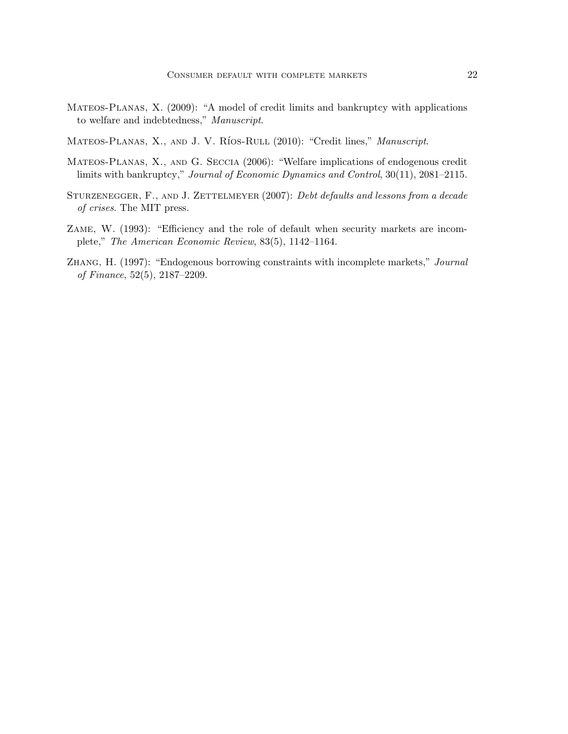Mateos-Planas, X. (2009): "A model of credit limits and bankruptcy with applications to welfare and indebtedness," *Manuscript*.

Mateos-Planas, X., and J. V. Ríos-Rull (2010): "Credit lines," *Manuscript*.

Mateos-Planas, X., and G. Seccia (2006): "Welfare implications of endogenous credit limits with bankruptcy," *Journal of Economic Dynamics and Control*, 30(11), 2081–2115.

Sturzenegger, F., and J. Zettelmeyer (2007): *Debt defaults and lessons from a decade of crises*. The MIT press.

Zame, W. (1993): "Efficiency and the role of default when security markets are incomplete," *The American Economic Review*, 83(5), 1142–1164.

Zhang, H. (1997): "Endogenous borrowing constraints with incomplete markets," *Journal of Finance*, 52(5), 2187–2209.